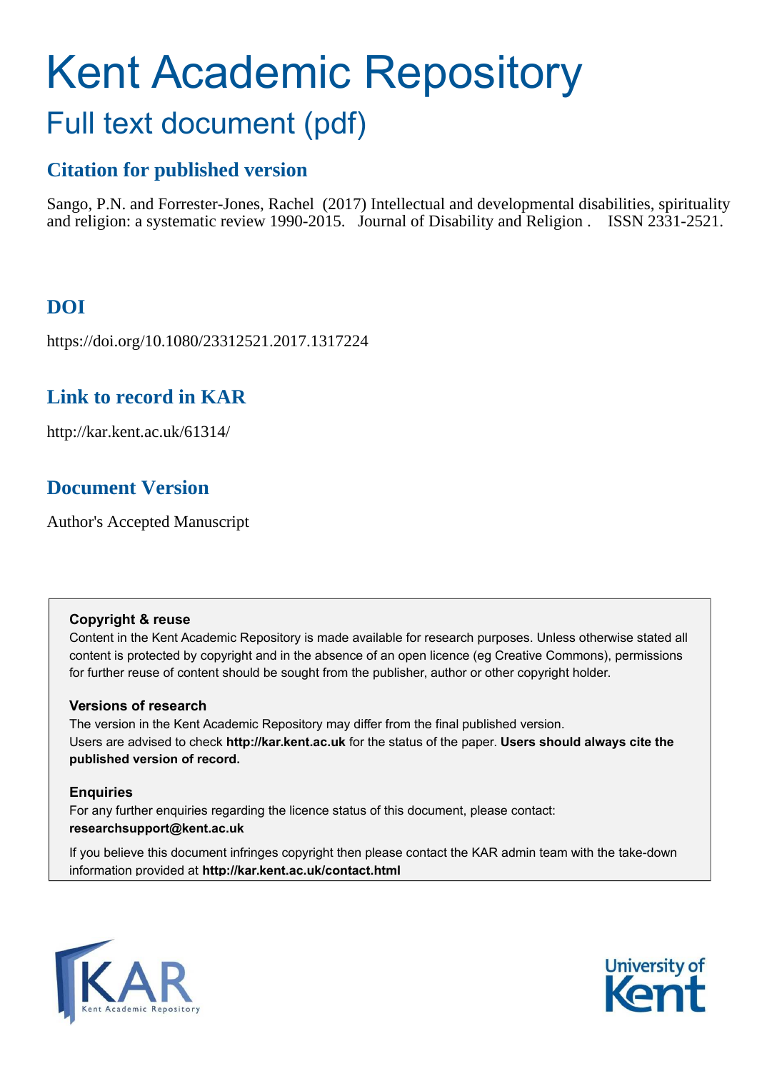# Kent Academic Repository

## Full text document (pdf)

### Citation for published version

Sango, P.N. and Forrester-Jones, Rachel (2017) Intellectual and developmental disabilities, spirituality and religion: a systematic review 1990-2015. Journal of Disability and Religion . ISSN 2331-2521.

### DOI

https://doi.org/10.1080/23312521.2017.1317224

### Link to record in KAR

http://kar.kent.ac.uk/61314/

### Document Version

Author's Accepted Manuscript

**Copyright & reuse**

Content in the Kent Academic Repository is made available for research purposes. Unless otherwise stated all content is protected by copyright and in the absence of an open licence (eg Creative Commons), permissions for further reuse of content should be sought from the publisher, author or other copyright holder.

**Versions of research**

The version in the Kent Academic Repository may differ from the final published version. Users are advised to check **http://kar.kent.ac.uk** for the status of the paper. **Users should always cite the published version of record.**

**Enquiries**

For any further enquiries regarding the licence status of this document, please contact: **researchsupport@kent.ac.uk**

If you believe this document infringes copyright then please contact the KAR admin team with the take-down information provided at **http://kar.kent.ac.uk/contact.html**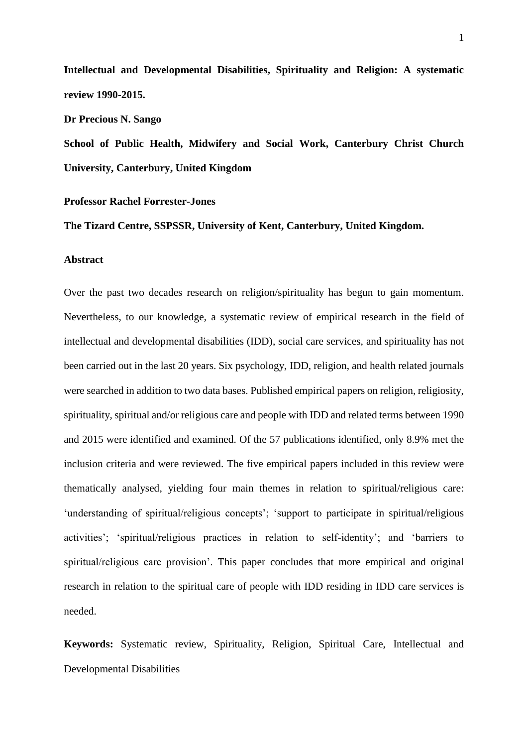**Intellectual and Developmental Disabilities, Spirituality and Religion: A systematic review 1990-2015.**

**Dr Precious N. Sango**

**School of Public Health, Midwifery and Social Work, Canterbury Christ Church University, Canterbury, United Kingdom**

**Professor Rachel Forrester-Jones**

**The Tizard Centre, SSPSSR, University of Kent, Canterbury, United Kingdom.**

## Abstract

Over the past two decades research on religion/spirituality has begun to gain momentum. Nevertheless, to our knowledge, a systematic review of empirical research in the field of intellectual and developmental disabilities (IDD), social care services, and spirituality has not been carried out in the last 20 years. Six psychology, IDD, religion, and health related journals were searched in addition to two data bases. Published empirical papers on religion, religiosity, spirituality, spiritual and/or religious care and people with IDD and related terms between 1990 and 2015 were identified and examined. Of the 57 publications identified, only 8.9% met the inclusion criteria and were reviewed. The five empirical papers included in this review were thematically analysed, yielding four main themes in relation to spiritual/religious care: 'understanding of spiritual/religious concepts'; 'support to participate in spiritual/religious activities'; 'spiritual/religious practices in relation to self-identity'; and 'barriers to spiritual/religious care provision'. This paper concludes that more empirical and original research in relation to the spiritual care of people with IDD residing in IDD care services is needed.

**Keywords:** Systematic review, Spirituality, Religion, Spiritual Care, Intellectual and Developmental Disabilities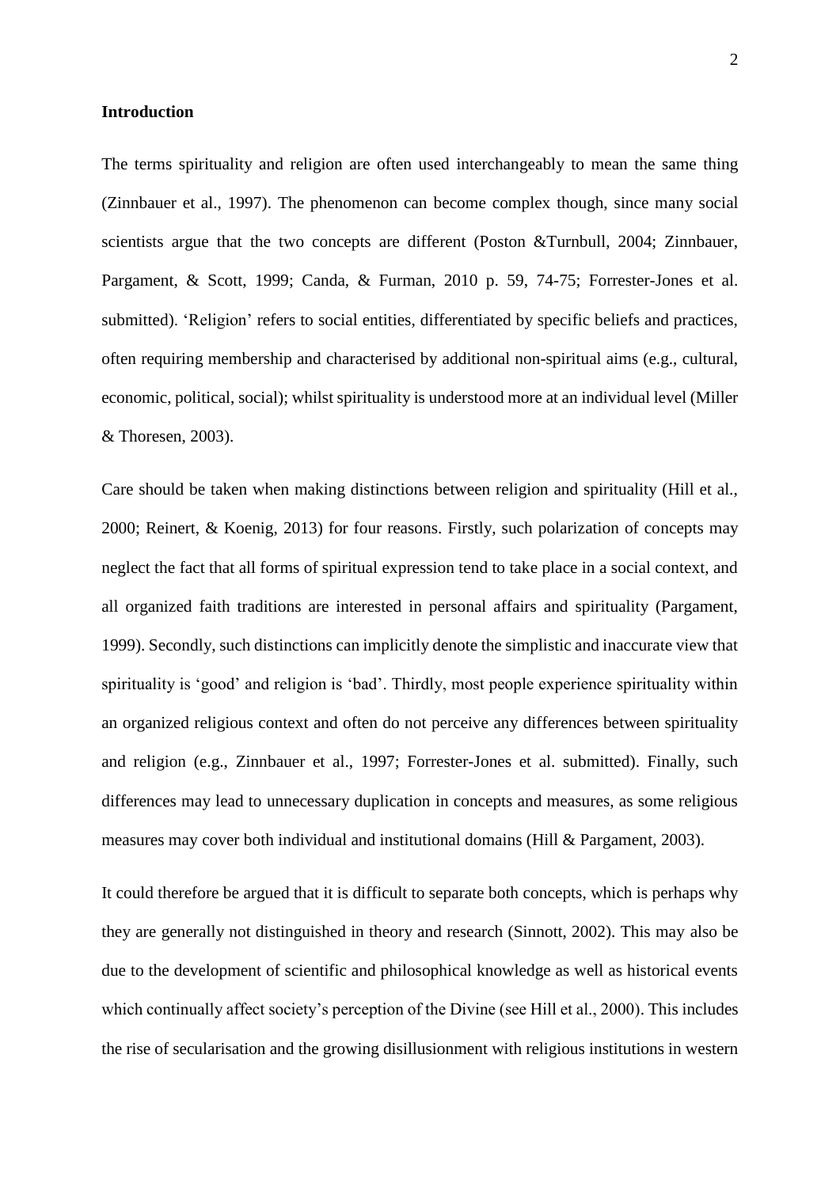**Introduction**

The terms spirituality and religion are often used interchangeably to mean the same thing (Zinnbauer et al., 1997). The phenomenon can become complex though, since many social scientists argue that the two concepts are different (Poston &Turnbull, 2004; Zinnbauer, Pargament, & Scott, 1999; Canda, & Furman, 2010 p. 59, 74-75; Forrester-Jones et al. submitted). 'Religion' refers to social entities, differentiated by specific beliefs and practices, often requiring membership and characterised by additional non-spiritual aims (e.g., cultural, economic, political, social); whilst spirituality is understood more at an individual level (Miller & Thoresen, 2003).

Care should be taken when making distinctions between religion and spirituality (Hill et al., 2000; Reinert, & Koenig, 2013) for four reasons. Firstly, such polarization of concepts may neglect the fact that all forms of spiritual expression tend to take place in a social context, and all organized faith traditions are interested in personal affairs and spirituality (Pargament, 1999). Secondly, such distinctions can implicitly denote the simplistic and inaccurate view that spirituality is 'good' and religion is 'bad'. Thirdly, most people experience spirituality within an organized religious context and often do not perceive any differences between spirituality and religion (e.g., Zinnbauer et al., 1997; Forrester-Jones et al. submitted). Finally, such differences may lead to unnecessary duplication in concepts and measures, as some religious measures may cover both individual and institutional domains (Hill & Pargament, 2003).

It could therefore be argued that it is difficult to separate both concepts, which is perhaps why they are generally not distinguished in theory and research (Sinnott, 2002). This may also be due to the development of scientific and philosophical knowledge as well as historical events which continually affect society's perception of the Divine (see Hill et al., 2000). This includes the rise of secularisation and the growing disillusionment with religious institutions in western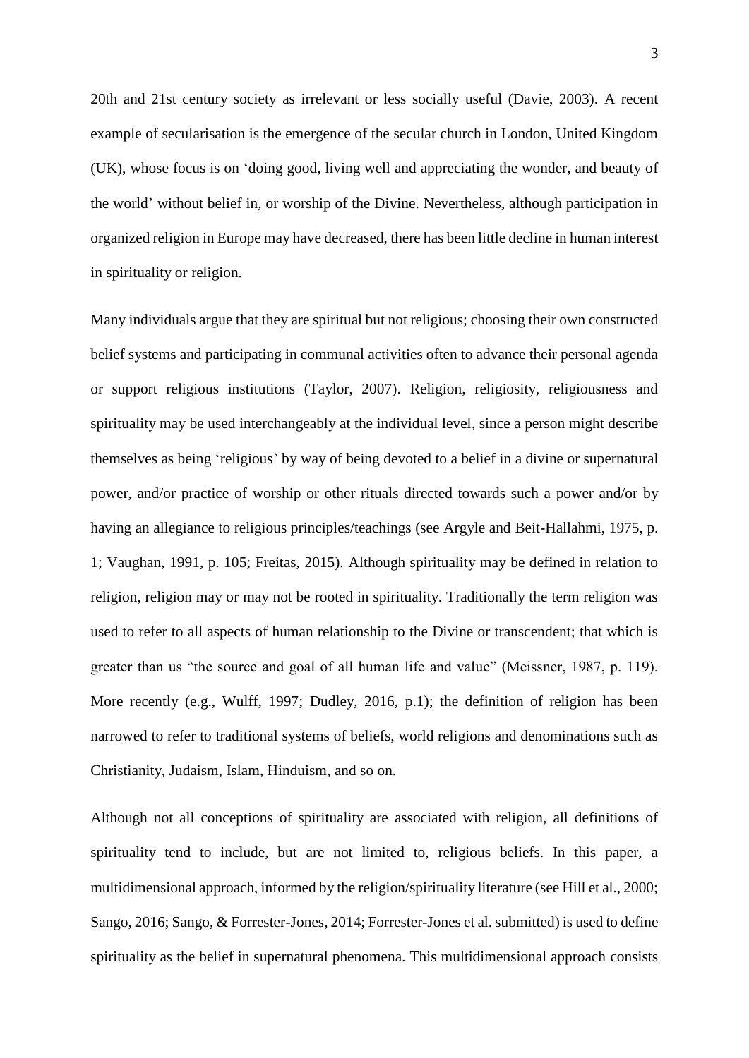20th and 21st century society as irrelevant or less socially useful (Davie, 2003). A recent example of secularisation is the emergence of the secular church in London, United Kingdom (UK), whose focus is on 'doing good, living well and appreciating the wonder, and beauty of the world' without belief in, or worship of the Divine. Nevertheless, although participation in organized religion in Europe may have decreased, there has been little decline in human interest in spirituality or religion.

Many individuals argue that they are spiritual but not religious; choosing their own constructed belief systems and participating in communal activities often to advance their personal agenda or support religious institutions (Taylor, 2007). Religion, religiosity, religiousness and spirituality may be used interchangeably at the individual level, since a person might describe themselves as being 'religious' by way of being devoted to a belief in a divine or supernatural power, and/or practice of worship or other rituals directed towards such a power and/or by having an allegiance to religious principles/teachings (see Argyle and Beit-Hallahmi, 1975, p. 1; Vaughan, 1991, p. 105; Freitas, 2015). Although spirituality may be defined in relation to religion, religion may or may not be rooted in spirituality. Traditionally the term religion was used to refer to all aspects of human relationship to the Divine or transcendent; that which is greater than us "the source and goal of all human life and value" (Meissner, 1987, p. 119). More recently (e.g., Wulff, 1997; Dudley, 2016, p.1); the definition of religion has been narrowed to refer to traditional systems of beliefs, world religions and denominations such as Christianity, Judaism, Islam, Hinduism, and so on.

Although not all conceptions of spirituality are associated with religion, all definitions of spirituality tend to include, but are not limited to, religious beliefs. In this paper, a multidimensional approach, informed by the religion/spirituality literature (see Hill et al., 2000; Sango, 2016; Sango, & Forrester-Jones, 2014; Forrester-Jones et al. submitted) is used to define spirituality as the belief in supernatural phenomena. This multidimensional approach consists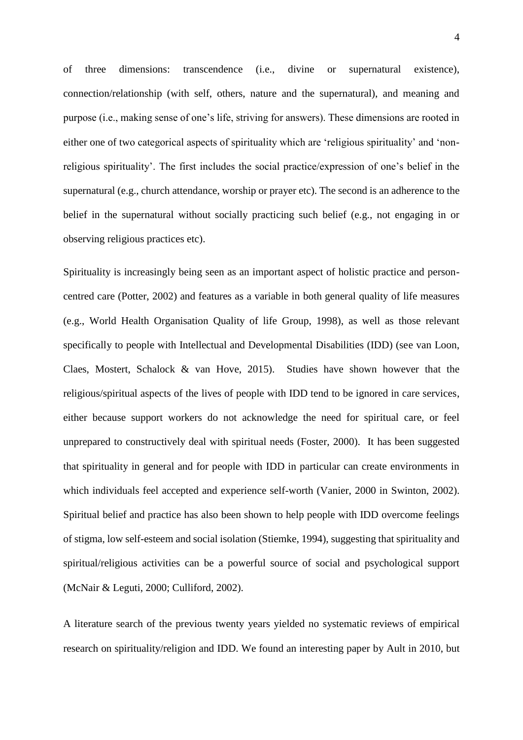of three dimensions: transcendence (i.e., divine or supernatural existence), connection/relationship (with self, others, nature and the supernatural), and meaning and purpose (i.e., making sense of one's life, striving for answers). These dimensions are rooted in either one of two categorical aspects of spirituality which are 'religious spirituality' and 'non-religious spirituality'. The first includes the social practice/expression of one's belief in the supernatural (e.g., church attendance, worship or prayer etc). The second is an adherence to the belief in the supernatural without socially practicing such belief (e.g., not engaging in or observing religious practices etc).

Spirituality is increasingly being seen as an important aspect of holistic practice and person-centred care (Potter, 2002) and features as a variable in both general quality of life measures (e.g., World Health Organisation Quality of life Group, 1998), as well as those relevant specifically to people with Intellectual and Developmental Disabilities (IDD) (see van Loon, Claes, Mostert, Schalock & van Hove, 2015). Studies have shown however that the religious/spiritual aspects of the lives of people with IDD tend to be ignored in care services, either because support workers do not acknowledge the need for spiritual care, or feel unprepared to constructively deal with spiritual needs (Foster, 2000). It has been suggested that spirituality in general and for people with IDD in particular can create environments in which individuals feel accepted and experience self-worth (Vanier, 2000 in Swinton, 2002). Spiritual belief and practice has also been shown to help people with IDD overcome feelings of stigma, low self-esteem and social isolation (Stiemke, 1994), suggesting that spirituality and spiritual/religious activities can be a powerful source of social and psychological support (McNair & Leguti, 2000; Culliford, 2002).

A literature search of the previous twenty years yielded no systematic reviews of empirical research on spirituality/religion and IDD. We found an interesting paper by Ault in 2010, but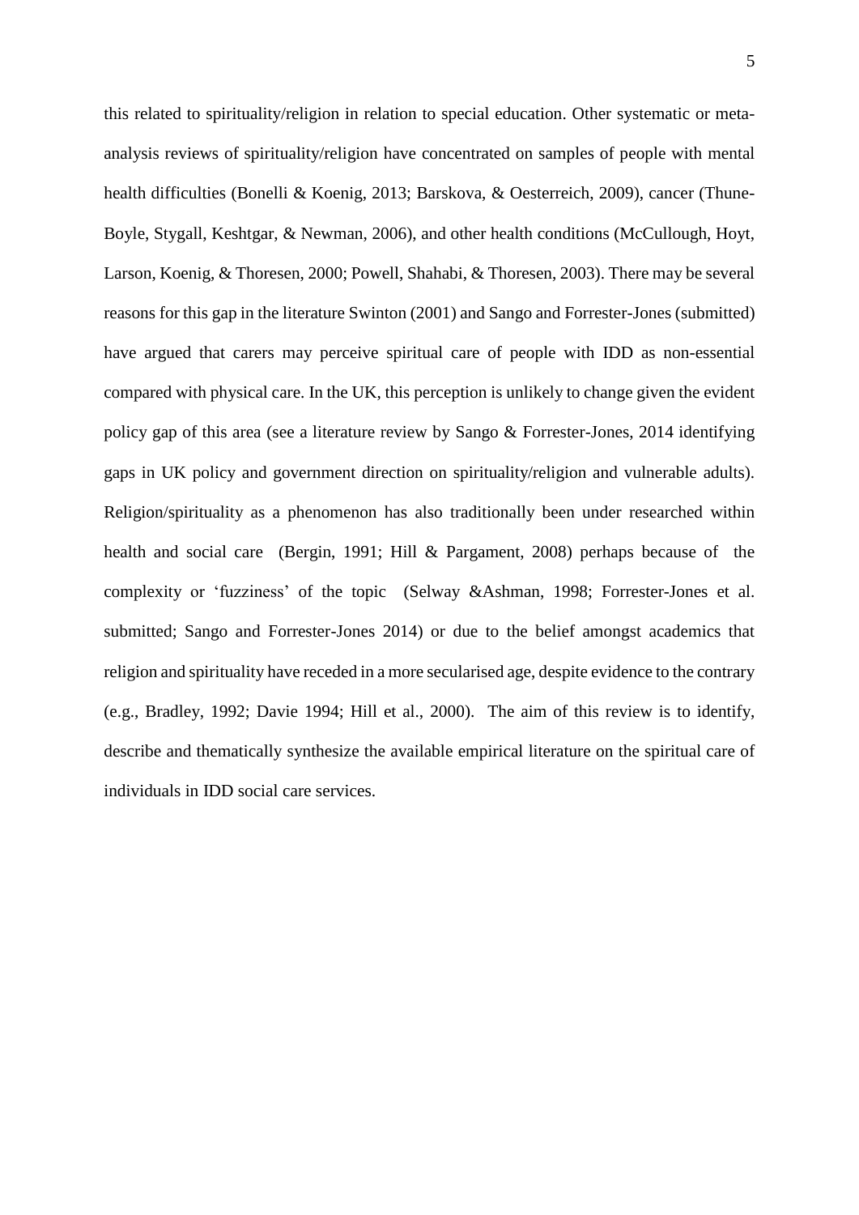this related to spirituality/religion in relation to special education. Other systematic or meta-analysis reviews of spirituality/religion have concentrated on samples of people with mental health difficulties (Bonelli & Koenig, 2013; Barskova, & Oesterreich, 2009), cancer (Thune-Boyle, Stygall, Keshtgar, & Newman, 2006), and other health conditions (McCullough, Hoyt, Larson, Koenig, & Thoresen, 2000; Powell, Shahabi, & Thoresen, 2003). There may be several reasons for this gap in the literature Swinton (2001) and Sango and Forrester-Jones (submitted) have argued that carers may perceive spiritual care of people with IDD as non-essential compared with physical care. In the UK, this perception is unlikely to change given the evident policy gap of this area (see a literature review by Sango & Forrester-Jones, 2014 identifying gaps in UK policy and government direction on spirituality/religion and vulnerable adults). Religion/spirituality as a phenomenon has also traditionally been under researched within health and social care (Bergin, 1991; Hill & Pargament, 2008) perhaps because of the complexity or 'fuzziness' of the topic (Selway &Ashman, 1998; Forrester-Jones et al. submitted; Sango and Forrester-Jones 2014) or due to the belief amongst academics that religion and spirituality have receded in a more secularised age, despite evidence to the contrary (e.g., Bradley, 1992; Davie 1994; Hill et al., 2000). The aim of this review is to identify, describe and thematically synthesize the available empirical literature on the spiritual care of individuals in IDD social care services.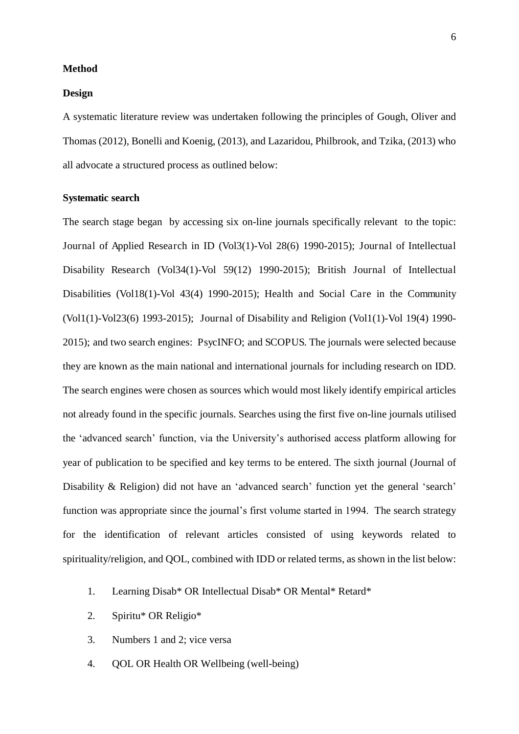## Method

### Design

A systematic literature review was undertaken following the principles of Gough, Oliver and Thomas (2012), Bonelli and Koenig, (2013), and Lazaridou, Philbrook, and Tzika, (2013) who all advocate a structured process as outlined below:

### Systematic search

The search stage began by accessing six on-line journals specifically relevant to the topic: Journal of Applied Research in ID (Vol3(1)-Vol 28(6) 1990-2015); Journal of Intellectual Disability Research (Vol34(1)-Vol 59(12) 1990-2015); British Journal of Intellectual Disabilities (Vol18(1)-Vol 43(4) 1990-2015); Health and Social Care in the Community (Vol1(1)-Vol23(6) 1993-2015); Journal of Disability and Religion (Vol1(1)-Vol 19(4) 1990-2015); and two search engines: PsycINFO; and SCOPUS. The journals were selected because they are known as the main national and international journals for including research on IDD. The search engines were chosen as sources which would most likely identify empirical articles not already found in the specific journals. Searches using the first five on-line journals utilised the 'advanced search' function, via the University's authorised access platform allowing for year of publication to be specified and key terms to be entered. The sixth journal (Journal of Disability & Religion) did not have an 'advanced search' function yet the general 'search' function was appropriate since the journal's first volume started in 1994. The search strategy for the identification of relevant articles consisted of using keywords related to spirituality/religion, and QOL, combined with IDD or related terms, as shown in the list below:

1. Learning Disab* OR Intellectual Disab* OR Mental* Retard*
2. Spiritu* OR Religio*
3. Numbers 1 and 2; vice versa
4. QOL OR Health OR Wellbeing (well-being)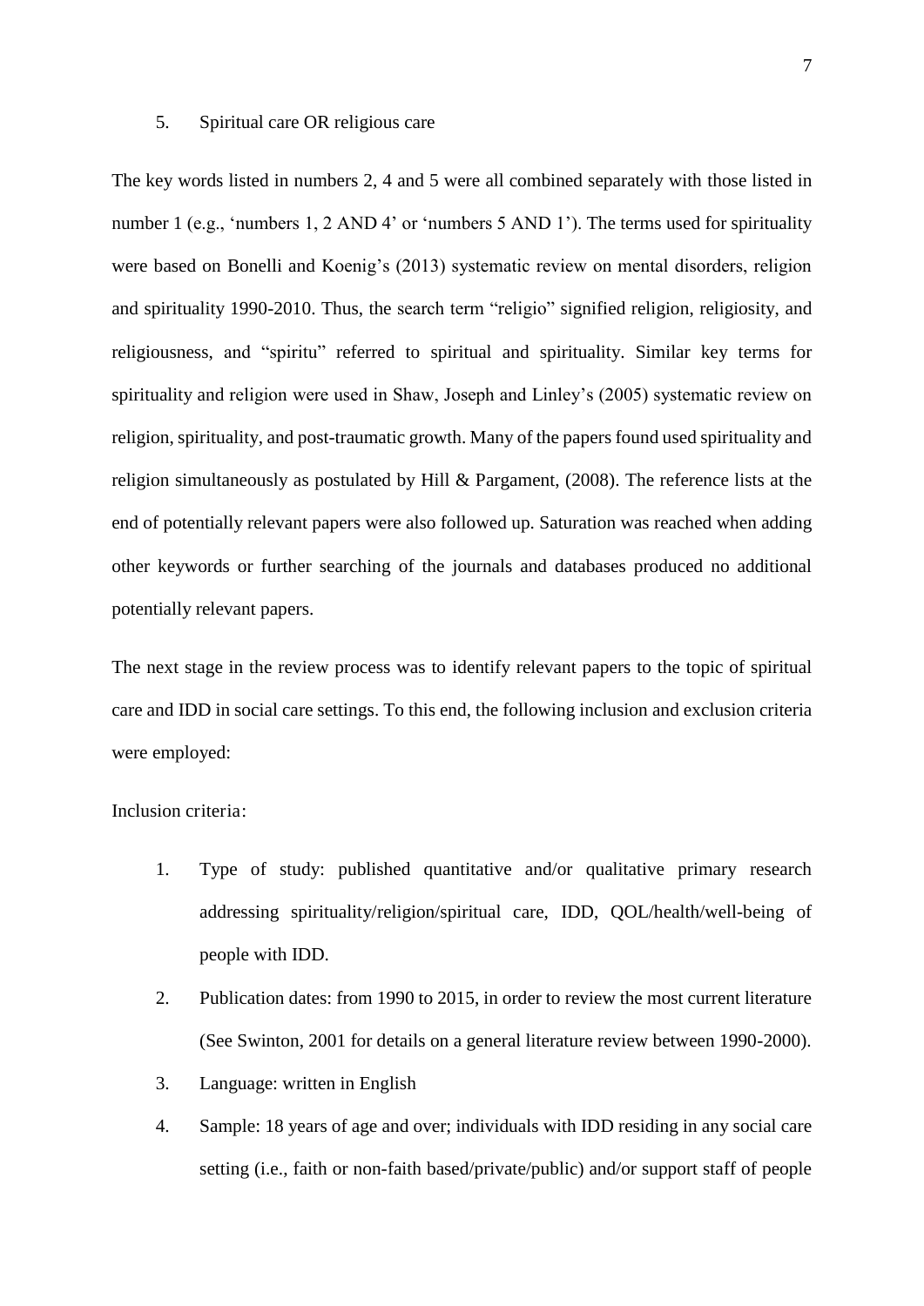5. Spiritual care OR religious care

The key words listed in numbers 2, 4 and 5 were all combined separately with those listed in number 1 (e.g., 'numbers 1, 2 AND 4' or 'numbers 5 AND 1'). The terms used for spirituality were based on Bonelli and Koenig's (2013) systematic review on mental disorders, religion and spirituality 1990-2010. Thus, the search term "religio" signified religion, religiosity, and religiousness, and "spiritu" referred to spiritual and spirituality. Similar key terms for spirituality and religion were used in Shaw, Joseph and Linley's (2005) systematic review on religion, spirituality, and post-traumatic growth. Many of the papers found used spirituality and religion simultaneously as postulated by Hill & Pargament, (2008). The reference lists at the end of potentially relevant papers were also followed up. Saturation was reached when adding other keywords or further searching of the journals and databases produced no additional potentially relevant papers.

The next stage in the review process was to identify relevant papers to the topic of spiritual care and IDD in social care settings. To this end, the following inclusion and exclusion criteria were employed:

Inclusion criteria:

1. Type of study: published quantitative and/or qualitative primary research addressing spirituality/religion/spiritual care, IDD, QOL/health/well-being of people with IDD.
2. Publication dates: from 1990 to 2015, in order to review the most current literature (See Swinton, 2001 for details on a general literature review between 1990-2000).
3. Language: written in English
4. Sample: 18 years of age and over; individuals with IDD residing in any social care setting (i.e., faith or non-faith based/private/public) and/or support staff of people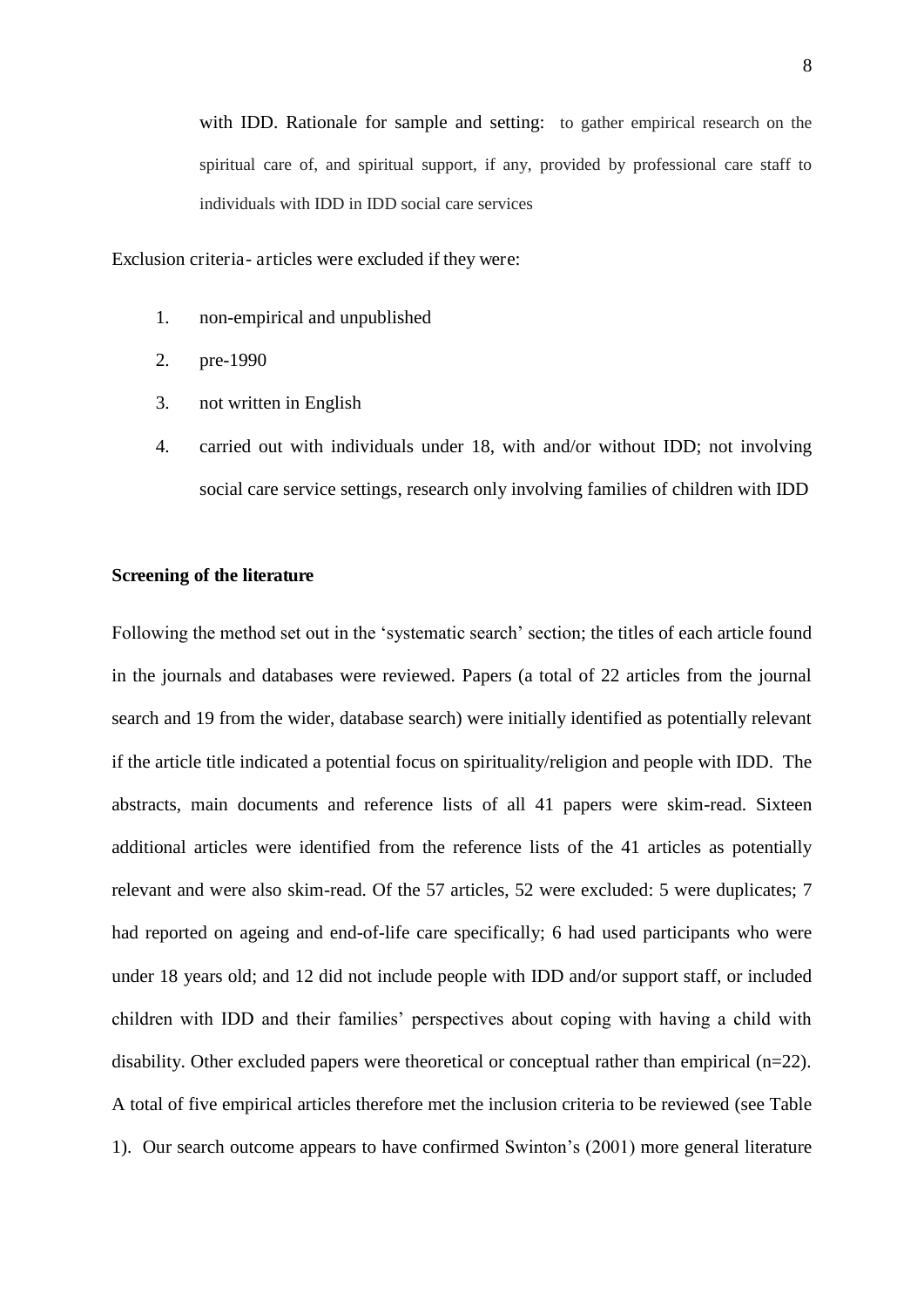with IDD. Rationale for sample and setting: to gather empirical research on the spiritual care of, and spiritual support, if any, provided by professional care staff to individuals with IDD in IDD social care services

Exclusion criteria- articles were excluded if they were:

1. non-empirical and unpublished
2. pre-1990
3. not written in English
4. carried out with individuals under 18, with and/or without IDD; not involving social care service settings, research only involving families of children with IDD

**Screening of the literature**

Following the method set out in the 'systematic search' section; the titles of each article found in the journals and databases were reviewed. Papers (a total of 22 articles from the journal search and 19 from the wider, database search) were initially identified as potentially relevant if the article title indicated a potential focus on spirituality/religion and people with IDD. The abstracts, main documents and reference lists of all 41 papers were skim-read. Sixteen additional articles were identified from the reference lists of the 41 articles as potentially relevant and were also skim-read. Of the 57 articles, 52 were excluded: 5 were duplicates; 7 had reported on ageing and end-of-life care specifically; 6 had used participants who were under 18 years old; and 12 did not include people with IDD and/or support staff, or included children with IDD and their families' perspectives about coping with having a child with disability. Other excluded papers were theoretical or conceptual rather than empirical (n=22). A total of five empirical articles therefore met the inclusion criteria to be reviewed (see Table 1). Our search outcome appears to have confirmed Swinton's (2001) more general literature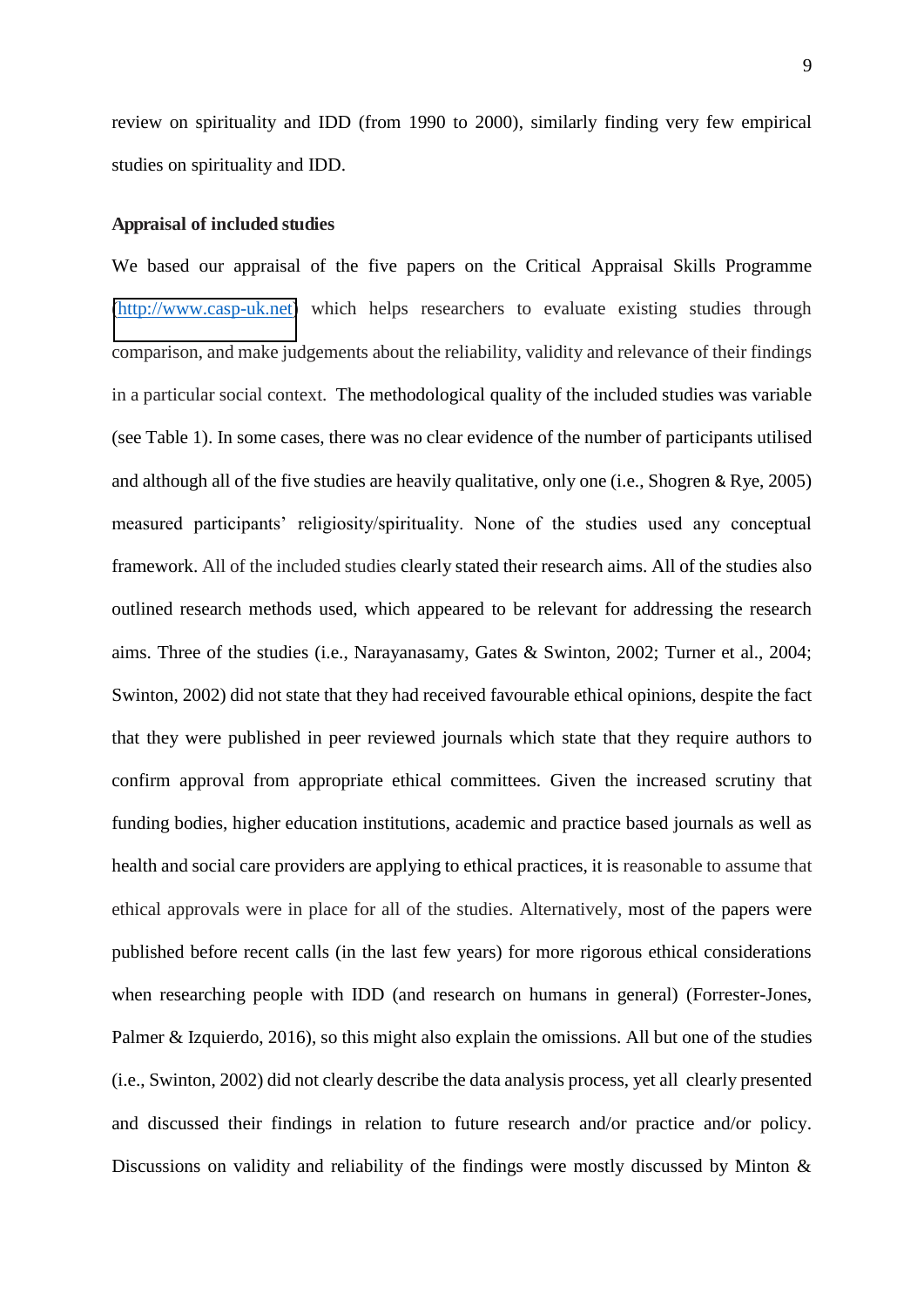review on spirituality and IDD (from 1990 to 2000), similarly finding very few empirical studies on spirituality and IDD.

**Appraisal of included studies**

We based our appraisal of the five papers on the Critical Appraisal Skills Programme (http://www.casp-uk.net) which helps researchers to evaluate existing studies through comparison, and make judgements about the reliability, validity and relevance of their findings in a particular social context. The methodological quality of the included studies was variable (see Table 1). In some cases, there was no clear evidence of the number of participants utilised and although all of the five studies are heavily qualitative, only one (i.e., Shogren & Rye, 2005) measured participants' religiosity/spirituality. None of the studies used any conceptual framework. All of the included studies clearly stated their research aims. All of the studies also outlined research methods used, which appeared to be relevant for addressing the research aims. Three of the studies (i.e., Narayanasamy, Gates & Swinton, 2002; Turner et al., 2004; Swinton, 2002) did not state that they had received favourable ethical opinions, despite the fact that they were published in peer reviewed journals which state that they require authors to confirm approval from appropriate ethical committees. Given the increased scrutiny that funding bodies, higher education institutions, academic and practice based journals as well as health and social care providers are applying to ethical practices, it is reasonable to assume that ethical approvals were in place for all of the studies. Alternatively, most of the papers were published before recent calls (in the last few years) for more rigorous ethical considerations when researching people with IDD (and research on humans in general) (Forrester-Jones, Palmer & Izquierdo, 2016), so this might also explain the omissions. All but one of the studies (i.e., Swinton, 2002) did not clearly describe the data analysis process, yet all clearly presented and discussed their findings in relation to future research and/or practice and/or policy. Discussions on validity and reliability of the findings were mostly discussed by Minton &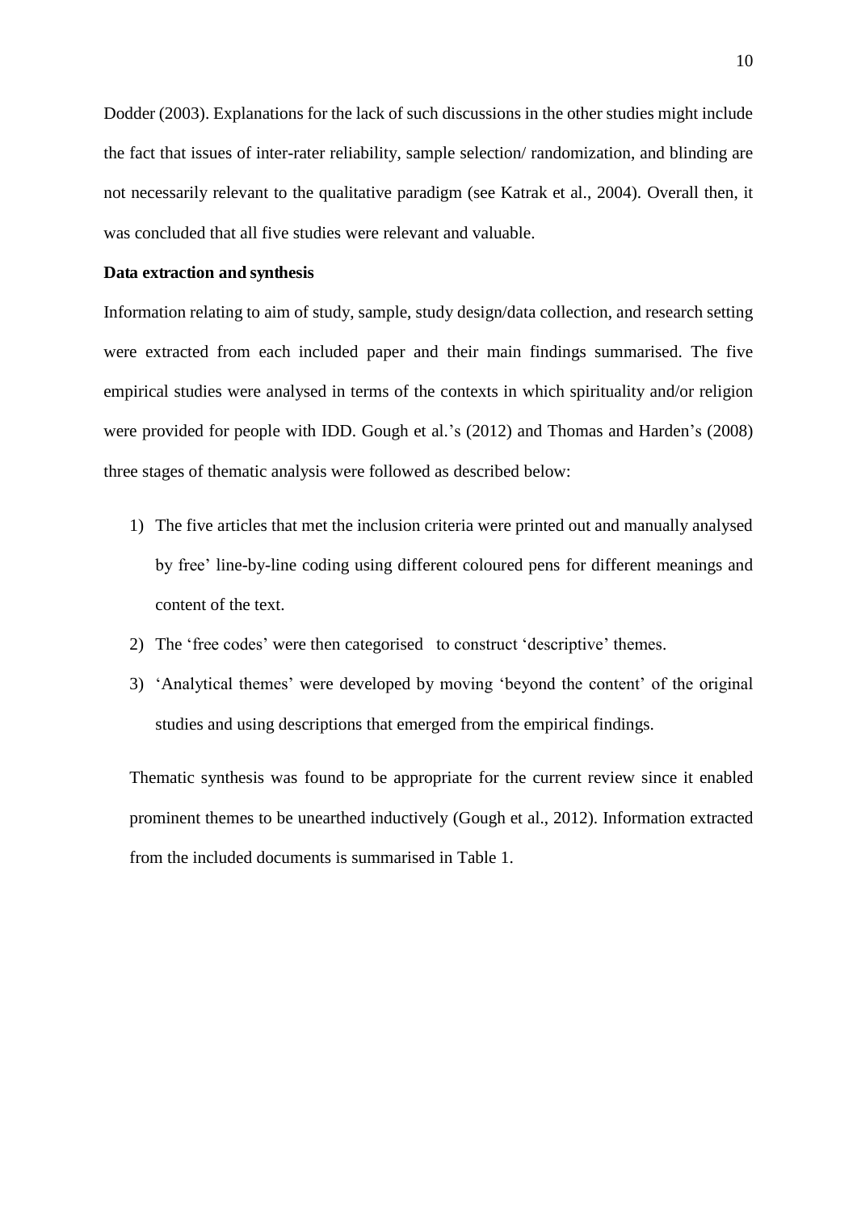Dodder (2003). Explanations for the lack of such discussions in the other studies might include the fact that issues of inter-rater reliability, sample selection/ randomization, and blinding are not necessarily relevant to the qualitative paradigm (see Katrak et al., 2004). Overall then, it was concluded that all five studies were relevant and valuable.

**Data extraction and synthesis**

Information relating to aim of study, sample, study design/data collection, and research setting were extracted from each included paper and their main findings summarised. The five empirical studies were analysed in terms of the contexts in which spirituality and/or religion were provided for people with IDD. Gough et al.'s (2012) and Thomas and Harden's (2008) three stages of thematic analysis were followed as described below:

1) The five articles that met the inclusion criteria were printed out and manually analysed by free' line-by-line coding using different coloured pens for different meanings and content of the text.
2) The 'free codes' were then categorised to construct 'descriptive' themes.
3) 'Analytical themes' were developed by moving 'beyond the content' of the original studies and using descriptions that emerged from the empirical findings.

Thematic synthesis was found to be appropriate for the current review since it enabled prominent themes to be unearthed inductively (Gough et al., 2012). Information extracted from the included documents is summarised in Table 1.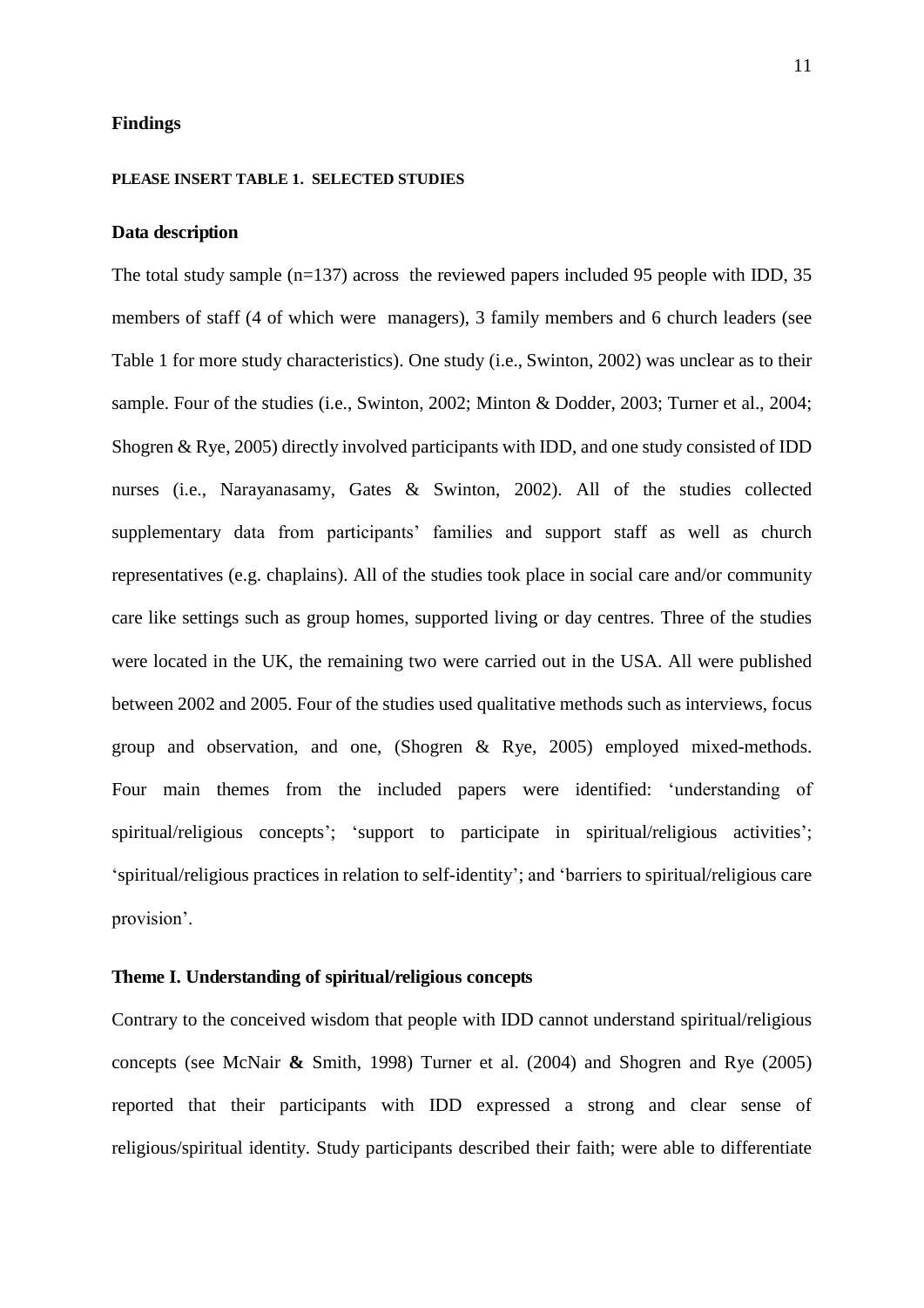## Findings

**PLEASE INSERT TABLE 1. SELECTED STUDIES**

### Data description

The total study sample (n=137) across the reviewed papers included 95 people with IDD, 35 members of staff (4 of which were managers), 3 family members and 6 church leaders (see Table 1 for more study characteristics). One study (i.e., Swinton, 2002) was unclear as to their sample. Four of the studies (i.e., Swinton, 2002; Minton & Dodder, 2003; Turner et al., 2004; Shogren & Rye, 2005) directly involved participants with IDD, and one study consisted of IDD nurses (i.e., Narayanasamy, Gates & Swinton, 2002). All of the studies collected supplementary data from participants' families and support staff as well as church representatives (e.g. chaplains). All of the studies took place in social care and/or community care like settings such as group homes, supported living or day centres. Three of the studies were located in the UK, the remaining two were carried out in the USA. All were published between 2002 and 2005. Four of the studies used qualitative methods such as interviews, focus group and observation, and one, (Shogren & Rye, 2005) employed mixed-methods. Four main themes from the included papers were identified: 'understanding of spiritual/religious concepts'; 'support to participate in spiritual/religious activities'; 'spiritual/religious practices in relation to self-identity'; and 'barriers to spiritual/religious care provision'.

### Theme I. Understanding of spiritual/religious concepts

Contrary to the conceived wisdom that people with IDD cannot understand spiritual/religious concepts (see McNair **&** Smith, 1998) Turner et al. (2004) and Shogren and Rye (2005) reported that their participants with IDD expressed a strong and clear sense of religious/spiritual identity. Study participants described their faith; were able to differentiate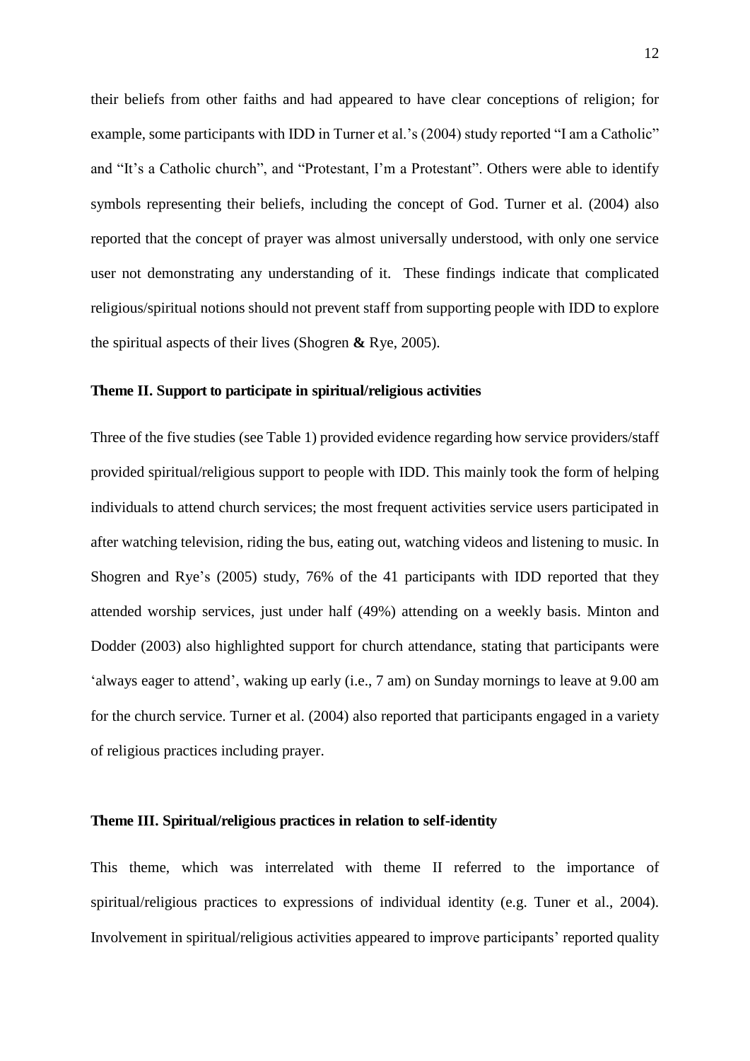their beliefs from other faiths and had appeared to have clear conceptions of religion; for example, some participants with IDD in Turner et al.'s (2004) study reported "I am a Catholic" and "It's a Catholic church", and "Protestant, I'm a Protestant". Others were able to identify symbols representing their beliefs, including the concept of God. Turner et al. (2004) also reported that the concept of prayer was almost universally understood, with only one service user not demonstrating any understanding of it. These findings indicate that complicated religious/spiritual notions should not prevent staff from supporting people with IDD to explore the spiritual aspects of their lives (Shogren **&** Rye, 2005).

**Theme II. Support to participate in spiritual/religious activities**

Three of the five studies (see Table 1) provided evidence regarding how service providers/staff provided spiritual/religious support to people with IDD. This mainly took the form of helping individuals to attend church services; the most frequent activities service users participated in after watching television, riding the bus, eating out, watching videos and listening to music. In Shogren and Rye's (2005) study, 76% of the 41 participants with IDD reported that they attended worship services, just under half (49%) attending on a weekly basis. Minton and Dodder (2003) also highlighted support for church attendance, stating that participants were 'always eager to attend', waking up early (i.e., 7 am) on Sunday mornings to leave at 9.00 am for the church service. Turner et al. (2004) also reported that participants engaged in a variety of religious practices including prayer.

**Theme III. Spiritual/religious practices in relation to self-identity**

This theme, which was interrelated with theme II referred to the importance of spiritual/religious practices to expressions of individual identity (e.g. Tuner et al., 2004). Involvement in spiritual/religious activities appeared to improve participants' reported quality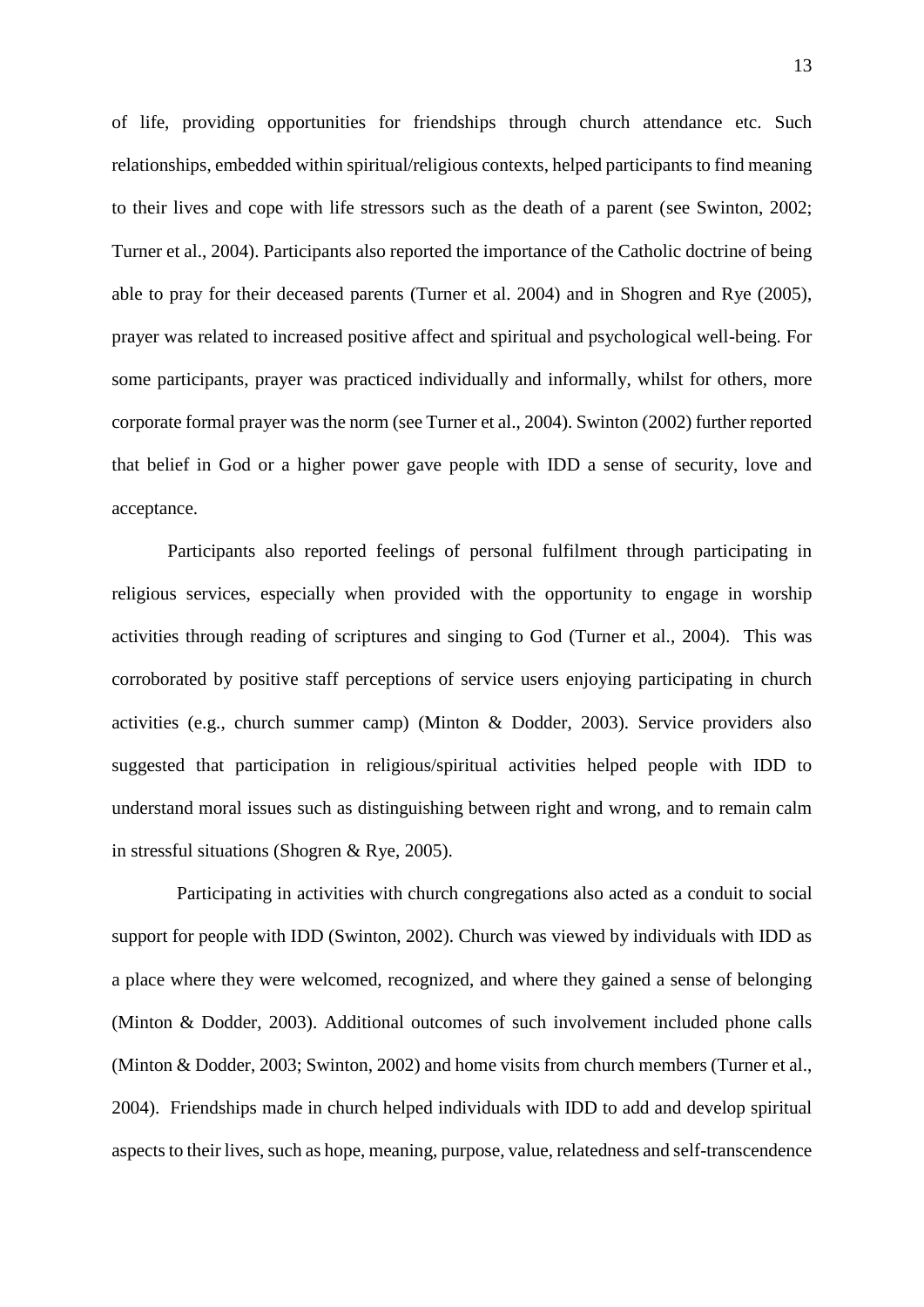of life, providing opportunities for friendships through church attendance etc. Such relationships, embedded within spiritual/religious contexts, helped participants to find meaning to their lives and cope with life stressors such as the death of a parent (see Swinton, 2002; Turner et al., 2004). Participants also reported the importance of the Catholic doctrine of being able to pray for their deceased parents (Turner et al. 2004) and in Shogren and Rye (2005), prayer was related to increased positive affect and spiritual and psychological well-being. For some participants, prayer was practiced individually and informally, whilst for others, more corporate formal prayer was the norm (see Turner et al., 2004). Swinton (2002) further reported that belief in God or a higher power gave people with IDD a sense of security, love and acceptance.

Participants also reported feelings of personal fulfilment through participating in religious services, especially when provided with the opportunity to engage in worship activities through reading of scriptures and singing to God (Turner et al., 2004). This was corroborated by positive staff perceptions of service users enjoying participating in church activities (e.g., church summer camp) (Minton & Dodder, 2003). Service providers also suggested that participation in religious/spiritual activities helped people with IDD to understand moral issues such as distinguishing between right and wrong, and to remain calm in stressful situations (Shogren & Rye, 2005).

Participating in activities with church congregations also acted as a conduit to social support for people with IDD (Swinton, 2002). Church was viewed by individuals with IDD as a place where they were welcomed, recognized, and where they gained a sense of belonging (Minton & Dodder, 2003). Additional outcomes of such involvement included phone calls (Minton & Dodder, 2003; Swinton, 2002) and home visits from church members (Turner et al., 2004). Friendships made in church helped individuals with IDD to add and develop spiritual aspects to their lives, such as hope, meaning, purpose, value, relatedness and self-transcendence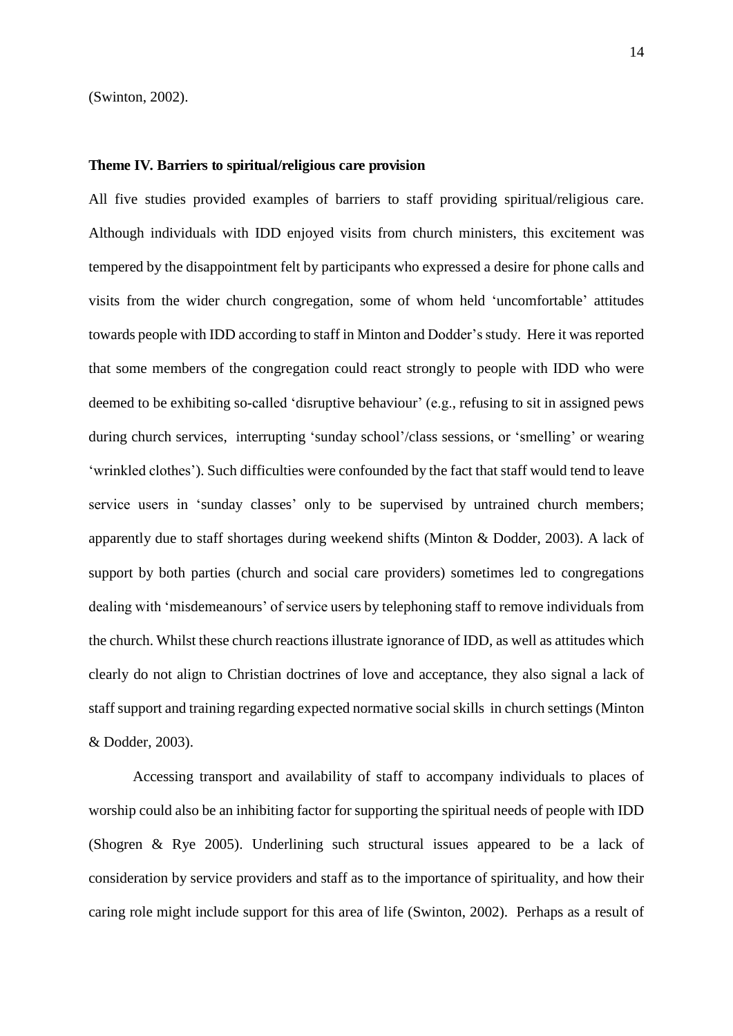(Swinton, 2002).

**Theme IV. Barriers to spiritual/religious care provision**

All five studies provided examples of barriers to staff providing spiritual/religious care. Although individuals with IDD enjoyed visits from church ministers, this excitement was tempered by the disappointment felt by participants who expressed a desire for phone calls and visits from the wider church congregation, some of whom held 'uncomfortable' attitudes towards people with IDD according to staff in Minton and Dodder's study. Here it was reported that some members of the congregation could react strongly to people with IDD who were deemed to be exhibiting so-called 'disruptive behaviour' (e.g., refusing to sit in assigned pews during church services, interrupting 'sunday school'/class sessions, or 'smelling' or wearing 'wrinkled clothes'). Such difficulties were confounded by the fact that staff would tend to leave service users in 'sunday classes' only to be supervised by untrained church members; apparently due to staff shortages during weekend shifts (Minton & Dodder, 2003). A lack of support by both parties (church and social care providers) sometimes led to congregations dealing with 'misdemeanours' of service users by telephoning staff to remove individuals from the church. Whilst these church reactions illustrate ignorance of IDD, as well as attitudes which clearly do not align to Christian doctrines of love and acceptance, they also signal a lack of staff support and training regarding expected normative social skills in church settings (Minton & Dodder, 2003).

Accessing transport and availability of staff to accompany individuals to places of worship could also be an inhibiting factor for supporting the spiritual needs of people with IDD (Shogren & Rye 2005). Underlining such structural issues appeared to be a lack of consideration by service providers and staff as to the importance of spirituality, and how their caring role might include support for this area of life (Swinton, 2002). Perhaps as a result of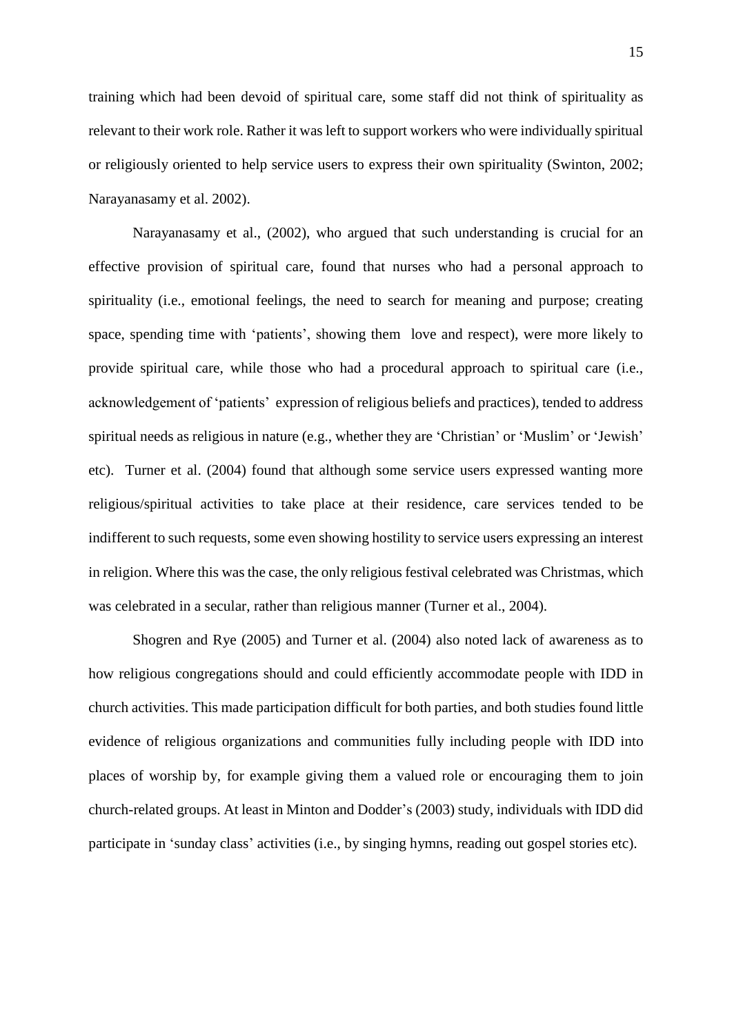training which had been devoid of spiritual care, some staff did not think of spirituality as relevant to their work role. Rather it was left to support workers who were individually spiritual or religiously oriented to help service users to express their own spirituality (Swinton, 2002; Narayanasamy et al. 2002).

Narayanasamy et al., (2002), who argued that such understanding is crucial for an effective provision of spiritual care, found that nurses who had a personal approach to spirituality (i.e., emotional feelings, the need to search for meaning and purpose; creating space, spending time with 'patients', showing them love and respect), were more likely to provide spiritual care, while those who had a procedural approach to spiritual care (i.e., acknowledgement of 'patients' expression of religious beliefs and practices), tended to address spiritual needs as religious in nature (e.g., whether they are 'Christian' or 'Muslim' or 'Jewish' etc). Turner et al. (2004) found that although some service users expressed wanting more religious/spiritual activities to take place at their residence, care services tended to be indifferent to such requests, some even showing hostility to service users expressing an interest in religion. Where this was the case, the only religious festival celebrated was Christmas, which was celebrated in a secular, rather than religious manner (Turner et al., 2004).

Shogren and Rye (2005) and Turner et al. (2004) also noted lack of awareness as to how religious congregations should and could efficiently accommodate people with IDD in church activities. This made participation difficult for both parties, and both studies found little evidence of religious organizations and communities fully including people with IDD into places of worship by, for example giving them a valued role or encouraging them to join church-related groups. At least in Minton and Dodder's (2003) study, individuals with IDD did participate in 'sunday class' activities (i.e., by singing hymns, reading out gospel stories etc).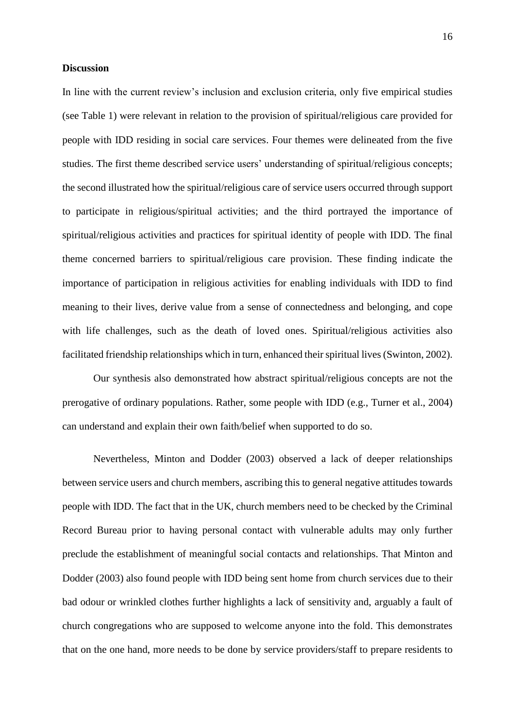**Discussion**

In line with the current review's inclusion and exclusion criteria, only five empirical studies (see Table 1) were relevant in relation to the provision of spiritual/religious care provided for people with IDD residing in social care services. Four themes were delineated from the five studies. The first theme described service users' understanding of spiritual/religious concepts; the second illustrated how the spiritual/religious care of service users occurred through support to participate in religious/spiritual activities; and the third portrayed the importance of spiritual/religious activities and practices for spiritual identity of people with IDD. The final theme concerned barriers to spiritual/religious care provision. These finding indicate the importance of participation in religious activities for enabling individuals with IDD to find meaning to their lives, derive value from a sense of connectedness and belonging, and cope with life challenges, such as the death of loved ones. Spiritual/religious activities also facilitated friendship relationships which in turn, enhanced their spiritual lives (Swinton, 2002).

Our synthesis also demonstrated how abstract spiritual/religious concepts are not the prerogative of ordinary populations. Rather, some people with IDD (e.g., Turner et al., 2004) can understand and explain their own faith/belief when supported to do so.

Nevertheless, Minton and Dodder (2003) observed a lack of deeper relationships between service users and church members, ascribing this to general negative attitudes towards people with IDD. The fact that in the UK, church members need to be checked by the Criminal Record Bureau prior to having personal contact with vulnerable adults may only further preclude the establishment of meaningful social contacts and relationships. That Minton and Dodder (2003) also found people with IDD being sent home from church services due to their bad odour or wrinkled clothes further highlights a lack of sensitivity and, arguably a fault of church congregations who are supposed to welcome anyone into the fold. This demonstrates that on the one hand, more needs to be done by service providers/staff to prepare residents to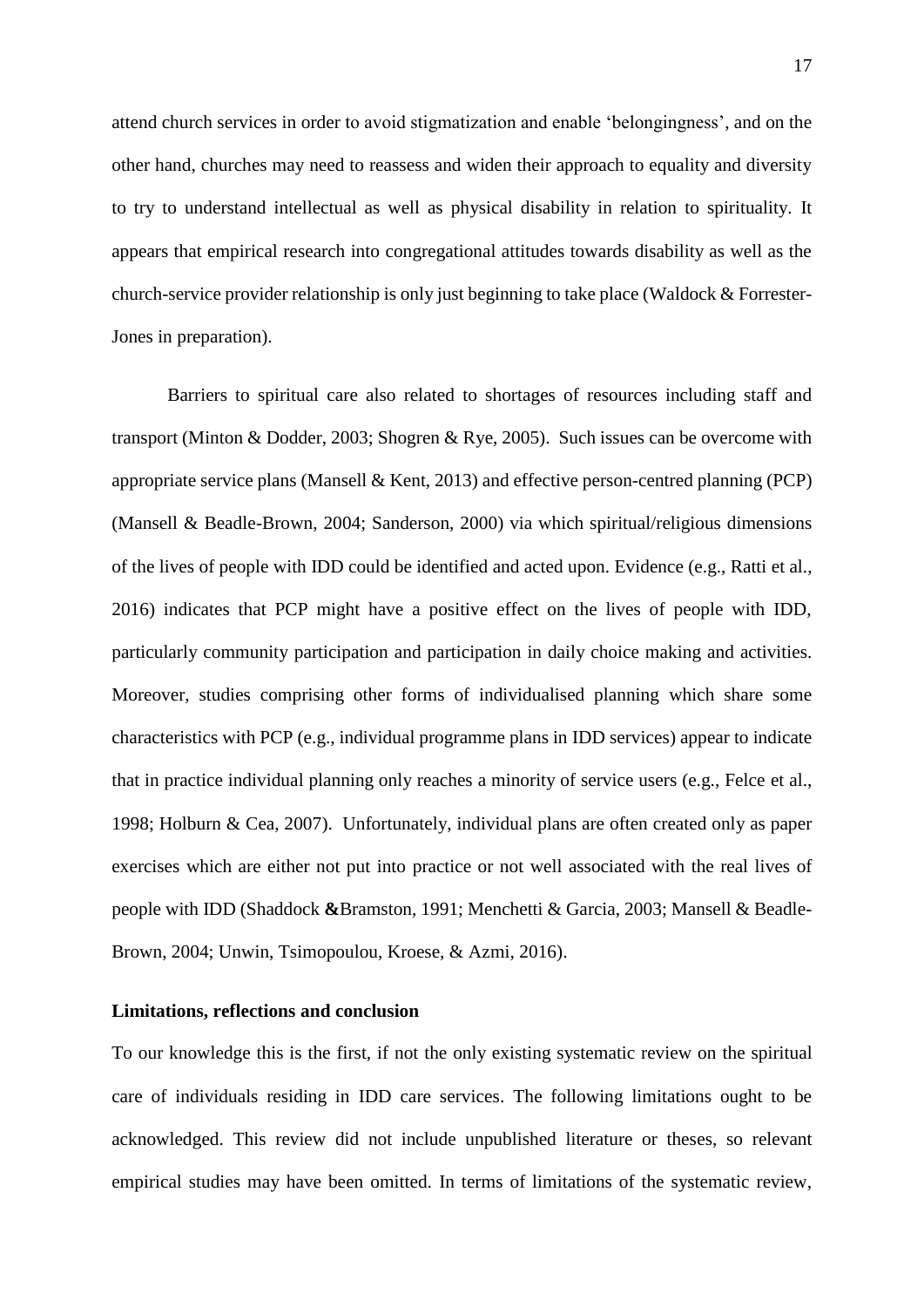attend church services in order to avoid stigmatization and enable 'belongingness', and on the other hand, churches may need to reassess and widen their approach to equality and diversity to try to understand intellectual as well as physical disability in relation to spirituality. It appears that empirical research into congregational attitudes towards disability as well as the church-service provider relationship is only just beginning to take place (Waldock & Forrester-Jones in preparation).

Barriers to spiritual care also related to shortages of resources including staff and transport (Minton & Dodder, 2003; Shogren & Rye, 2005). Such issues can be overcome with appropriate service plans (Mansell & Kent, 2013) and effective person-centred planning (PCP) (Mansell & Beadle-Brown, 2004; Sanderson, 2000) via which spiritual/religious dimensions of the lives of people with IDD could be identified and acted upon. Evidence (e.g., Ratti et al., 2016) indicates that PCP might have a positive effect on the lives of people with IDD, particularly community participation and participation in daily choice making and activities. Moreover, studies comprising other forms of individualised planning which share some characteristics with PCP (e.g., individual programme plans in IDD services) appear to indicate that in practice individual planning only reaches a minority of service users (e.g., Felce et al., 1998; Holburn & Cea, 2007). Unfortunately, individual plans are often created only as paper exercises which are either not put into practice or not well associated with the real lives of people with IDD (Shaddock **&**Bramston, 1991; Menchetti & Garcia, 2003; Mansell & Beadle-Brown, 2004; Unwin, Tsimopoulou, Kroese, & Azmi, 2016).

**Limitations, reflections and conclusion**

To our knowledge this is the first, if not the only existing systematic review on the spiritual care of individuals residing in IDD care services. The following limitations ought to be acknowledged. This review did not include unpublished literature or theses, so relevant empirical studies may have been omitted. In terms of limitations of the systematic review,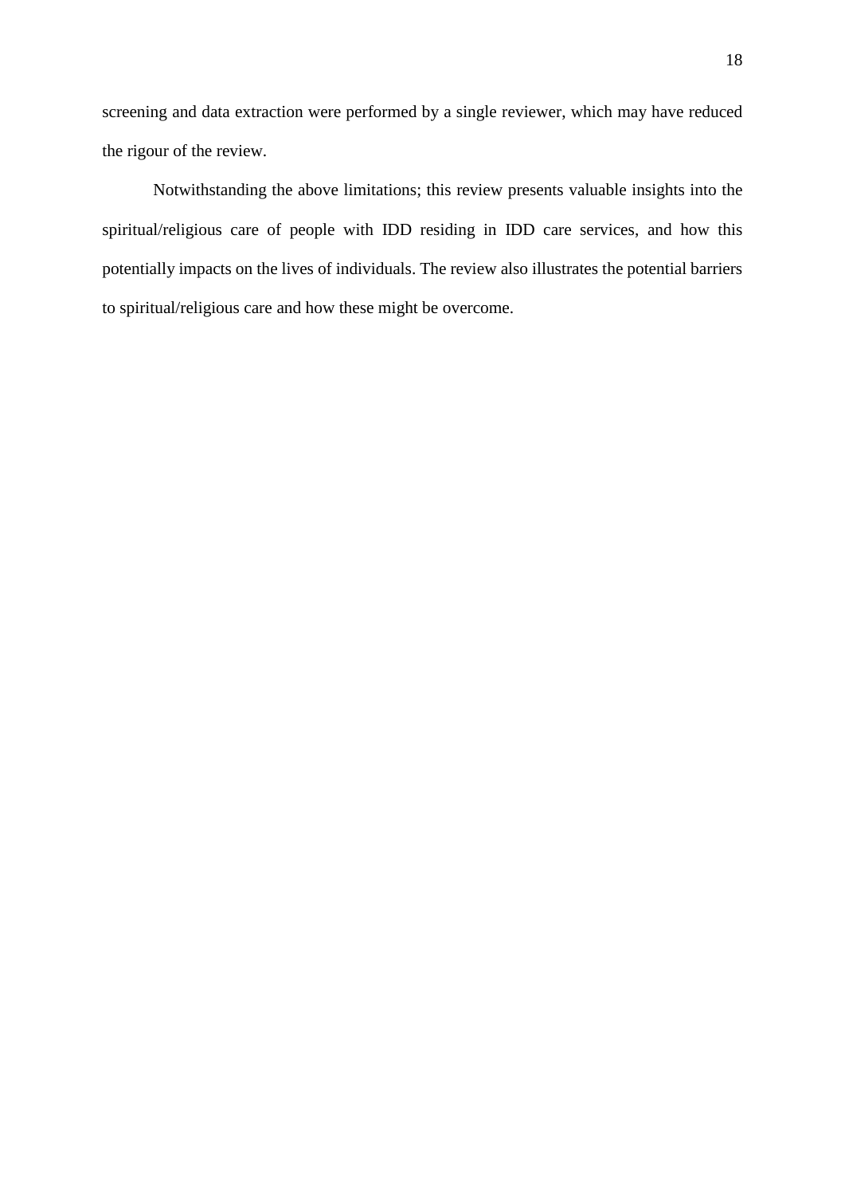screening and data extraction were performed by a single reviewer, which may have reduced the rigour of the review.

Notwithstanding the above limitations; this review presents valuable insights into the spiritual/religious care of people with IDD residing in IDD care services, and how this potentially impacts on the lives of individuals. The review also illustrates the potential barriers to spiritual/religious care and how these might be overcome.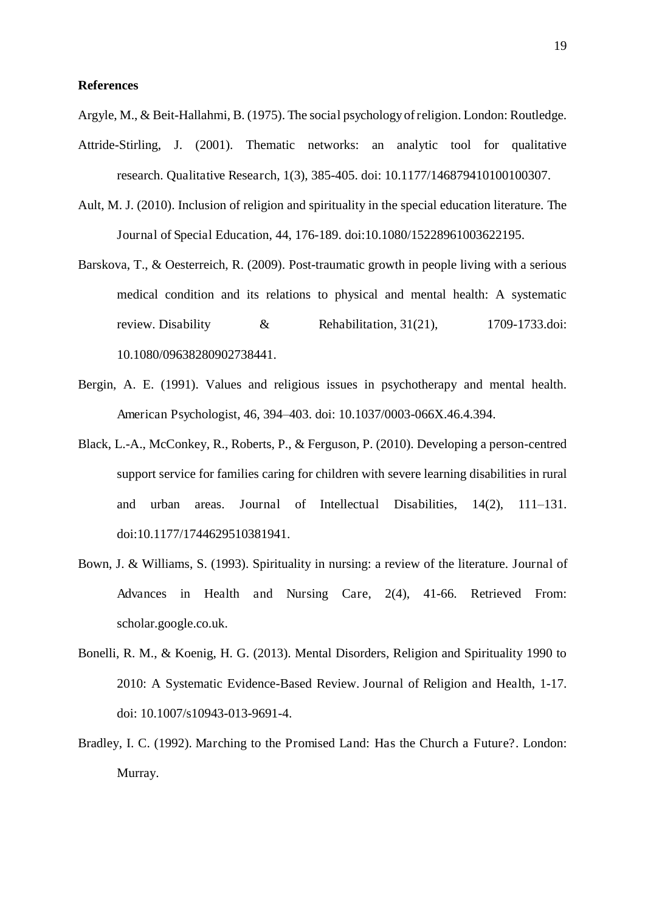**References**

Argyle, M., & Beit-Hallahmi, B. (1975). The social psychology of religion. London: Routledge.

Attride-Stirling, J. (2001). Thematic networks: an analytic tool for qualitative research. Qualitative Research, 1(3), 385-405. doi: 10.1177/146879410100100307.

Ault, M. J. (2010). Inclusion of religion and spirituality in the special education literature. The Journal of Special Education, 44, 176-189. doi:10.1080/15228961003622195.

Barskova, T., & Oesterreich, R. (2009). Post-traumatic growth in people living with a serious medical condition and its relations to physical and mental health: A systematic review. Disability & Rehabilitation, 31(21), 1709-1733.doi: 10.1080/09638280902738441.

Bergin, A. E. (1991). Values and religious issues in psychotherapy and mental health. American Psychologist, 46, 394–403. doi: 10.1037/0003-066X.46.4.394.

Black, L.-A., McConkey, R., Roberts, P., & Ferguson, P. (2010). Developing a person-centred support service for families caring for children with severe learning disabilities in rural and urban areas. Journal of Intellectual Disabilities, 14(2), 111–131. doi:10.1177/1744629510381941.

Bown, J. & Williams, S. (1993). Spirituality in nursing: a review of the literature. Journal of Advances in Health and Nursing Care, 2(4), 41-66. Retrieved From: scholar.google.co.uk.

Bonelli, R. M., & Koenig, H. G. (2013). Mental Disorders, Religion and Spirituality 1990 to 2010: A Systematic Evidence-Based Review. Journal of Religion and Health, 1-17. doi: 10.1007/s10943-013-9691-4.

Bradley, I. C. (1992). Marching to the Promised Land: Has the Church a Future?. London: Murray.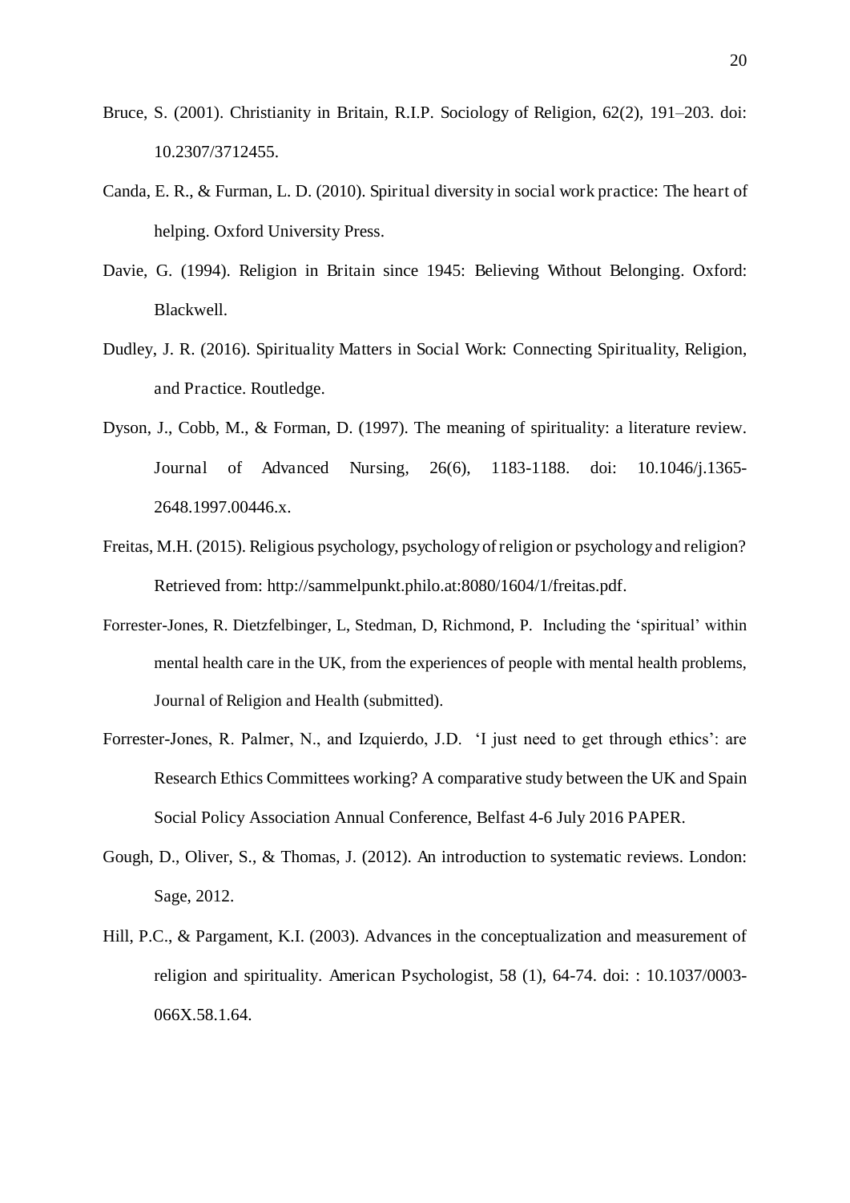Bruce, S. (2001). Christianity in Britain, R.I.P. Sociology of Religion, 62(2), 191–203. doi: 10.2307/3712455.

Canda, E. R., & Furman, L. D. (2010). Spiritual diversity in social work practice: The heart of helping. Oxford University Press.

Davie, G. (1994). Religion in Britain since 1945: Believing Without Belonging. Oxford: Blackwell.

Dudley, J. R. (2016). Spirituality Matters in Social Work: Connecting Spirituality, Religion, and Practice. Routledge.

Dyson, J., Cobb, M., & Forman, D. (1997). The meaning of spirituality: a literature review. Journal of Advanced Nursing, 26(6), 1183-1188. doi: 10.1046/j.1365-2648.1997.00446.x.

Freitas, M.H. (2015). Religious psychology, psychology of religion or psychology and religion? Retrieved from: http://sammelpunkt.philo.at:8080/1604/1/freitas.pdf.

Forrester-Jones, R. Dietzfelbinger, L, Stedman, D, Richmond, P. Including the 'spiritual' within mental health care in the UK, from the experiences of people with mental health problems, Journal of Religion and Health (submitted).

Forrester-Jones, R. Palmer, N., and Izquierdo, J.D. 'I just need to get through ethics': are Research Ethics Committees working? A comparative study between the UK and Spain Social Policy Association Annual Conference, Belfast 4-6 July 2016 PAPER.

Gough, D., Oliver, S., & Thomas, J. (2012). An introduction to systematic reviews. London: Sage, 2012.

Hill, P.C., & Pargament, K.I. (2003). Advances in the conceptualization and measurement of religion and spirituality. American Psychologist, 58 (1), 64-74. doi: : 10.1037/0003-066X.58.1.64.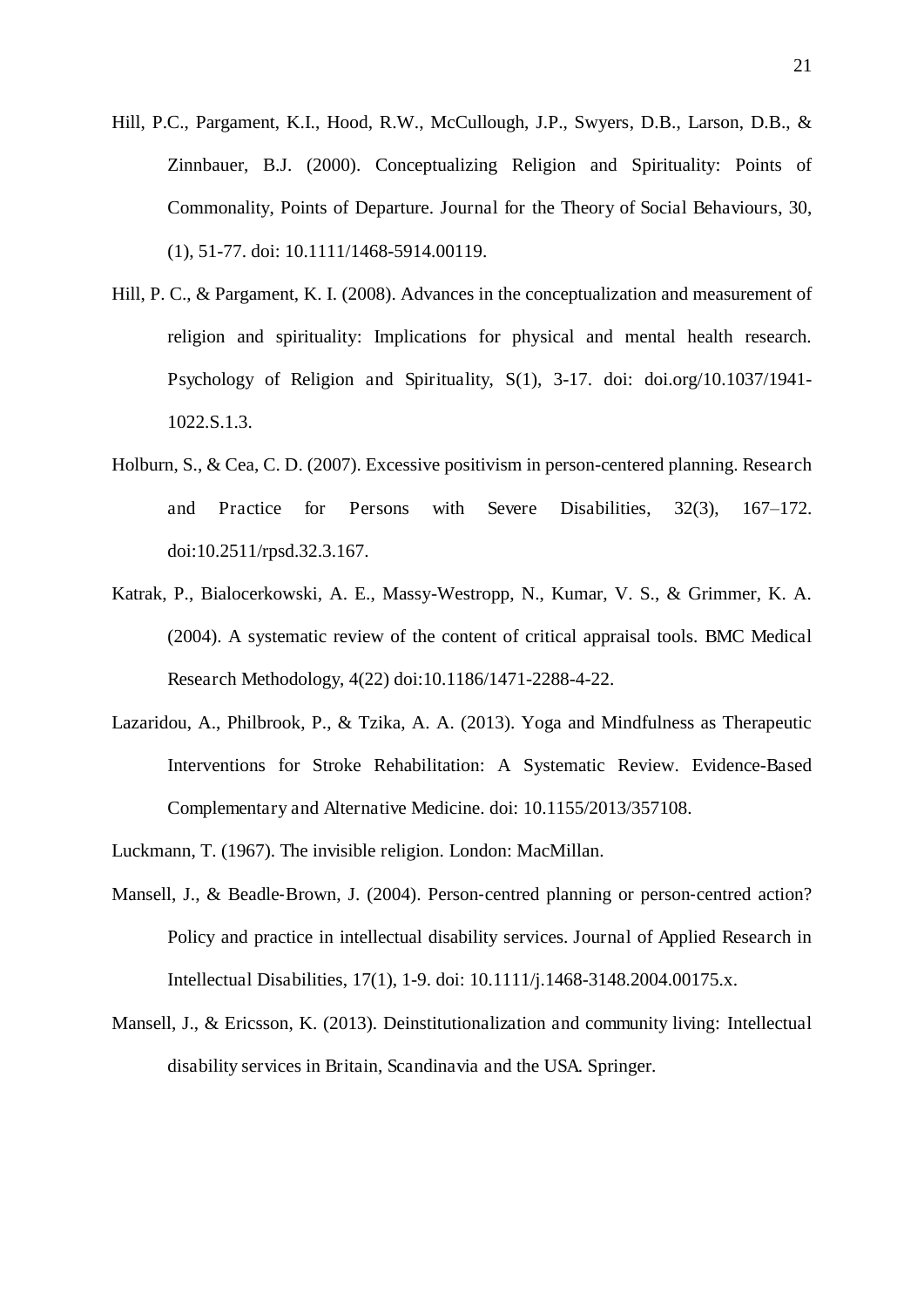Hill, P.C., Pargament, K.I., Hood, R.W., McCullough, J.P., Swyers, D.B., Larson, D.B., & Zinnbauer, B.J. (2000). Conceptualizing Religion and Spirituality: Points of Commonality, Points of Departure. Journal for the Theory of Social Behaviours, 30, (1), 51-77. doi: 10.1111/1468-5914.00119.

Hill, P. C., & Pargament, K. I. (2008). Advances in the conceptualization and measurement of religion and spirituality: Implications for physical and mental health research. Psychology of Religion and Spirituality, S(1), 3-17. doi: doi.org/10.1037/1941-1022.S.1.3.

Holburn, S., & Cea, C. D. (2007). Excessive positivism in person-centered planning. Research and Practice for Persons with Severe Disabilities, 32(3), 167–172. doi:10.2511/rpsd.32.3.167.

Katrak, P., Bialocerkowski, A. E., Massy-Westropp, N., Kumar, V. S., & Grimmer, K. A. (2004). A systematic review of the content of critical appraisal tools. BMC Medical Research Methodology, 4(22) doi:10.1186/1471-2288-4-22.

Lazaridou, A., Philbrook, P., & Tzika, A. A. (2013). Yoga and Mindfulness as Therapeutic Interventions for Stroke Rehabilitation: A Systematic Review. Evidence-Based Complementary and Alternative Medicine. doi: 10.1155/2013/357108.

Luckmann, T. (1967). The invisible religion. London: MacMillan.

Mansell, J., & Beadle-Brown, J. (2004). Person-centred planning or person-centred action? Policy and practice in intellectual disability services. Journal of Applied Research in Intellectual Disabilities, 17(1), 1-9. doi: 10.1111/j.1468-3148.2004.00175.x.

Mansell, J., & Ericsson, K. (2013). Deinstitutionalization and community living: Intellectual disability services in Britain, Scandinavia and the USA. Springer.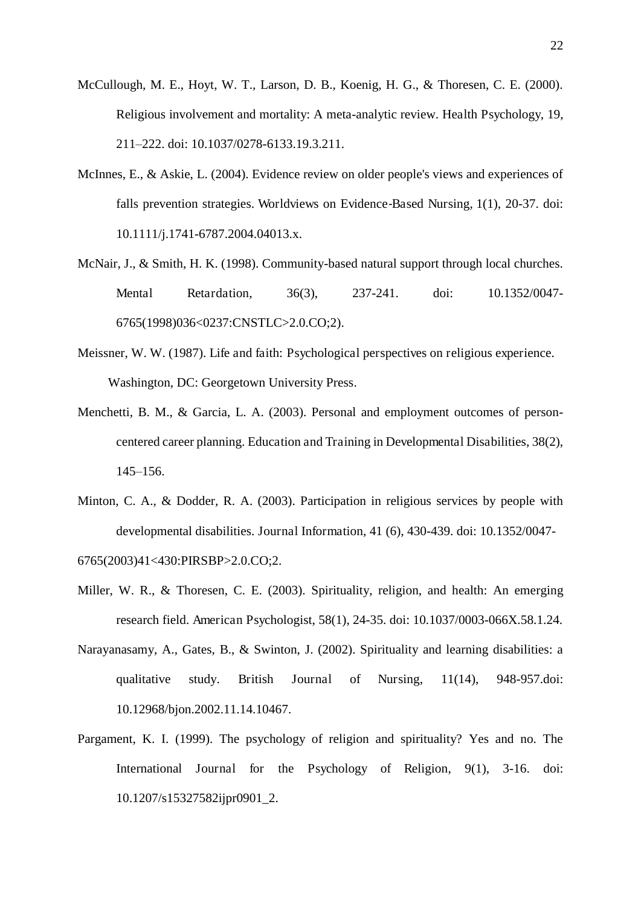McCullough, M. E., Hoyt, W. T., Larson, D. B., Koenig, H. G., & Thoresen, C. E. (2000). Religious involvement and mortality: A meta-analytic review. Health Psychology, 19, 211–222. doi: 10.1037/0278-6133.19.3.211.

McInnes, E., & Askie, L. (2004). Evidence review on older people's views and experiences of falls prevention strategies. Worldviews on Evidence-Based Nursing, 1(1), 20-37. doi: 10.1111/j.1741-6787.2004.04013.x.

McNair, J., & Smith, H. K. (1998). Community-based natural support through local churches. Mental Retardation, 36(3), 237-241. doi: 10.1352/0047-6765(1998)036<0237:CNSTLC>2.0.CO;2).

Meissner, W. W. (1987). Life and faith: Psychological perspectives on religious experience. Washington, DC: Georgetown University Press.

Menchetti, B. M., & Garcia, L. A. (2003). Personal and employment outcomes of person-centered career planning. Education and Training in Developmental Disabilities, 38(2), 145–156.

Minton, C. A., & Dodder, R. A. (2003). Participation in religious services by people with developmental disabilities. Journal Information, 41 (6), 430-439. doi: 10.1352/0047-6765(2003)41<430:PIRSBP>2.0.CO;2.

Miller, W. R., & Thoresen, C. E. (2003). Spirituality, religion, and health: An emerging research field. American Psychologist, 58(1), 24-35. doi: 10.1037/0003-066X.58.1.24.

Narayanasamy, A., Gates, B., & Swinton, J. (2002). Spirituality and learning disabilities: a qualitative study. British Journal of Nursing, 11(14), 948-957.doi: 10.12968/bjon.2002.11.14.10467.

Pargament, K. I. (1999). The psychology of religion and spirituality? Yes and no. The International Journal for the Psychology of Religion, 9(1), 3-16. doi: 10.1207/s15327582ijpr0901_2.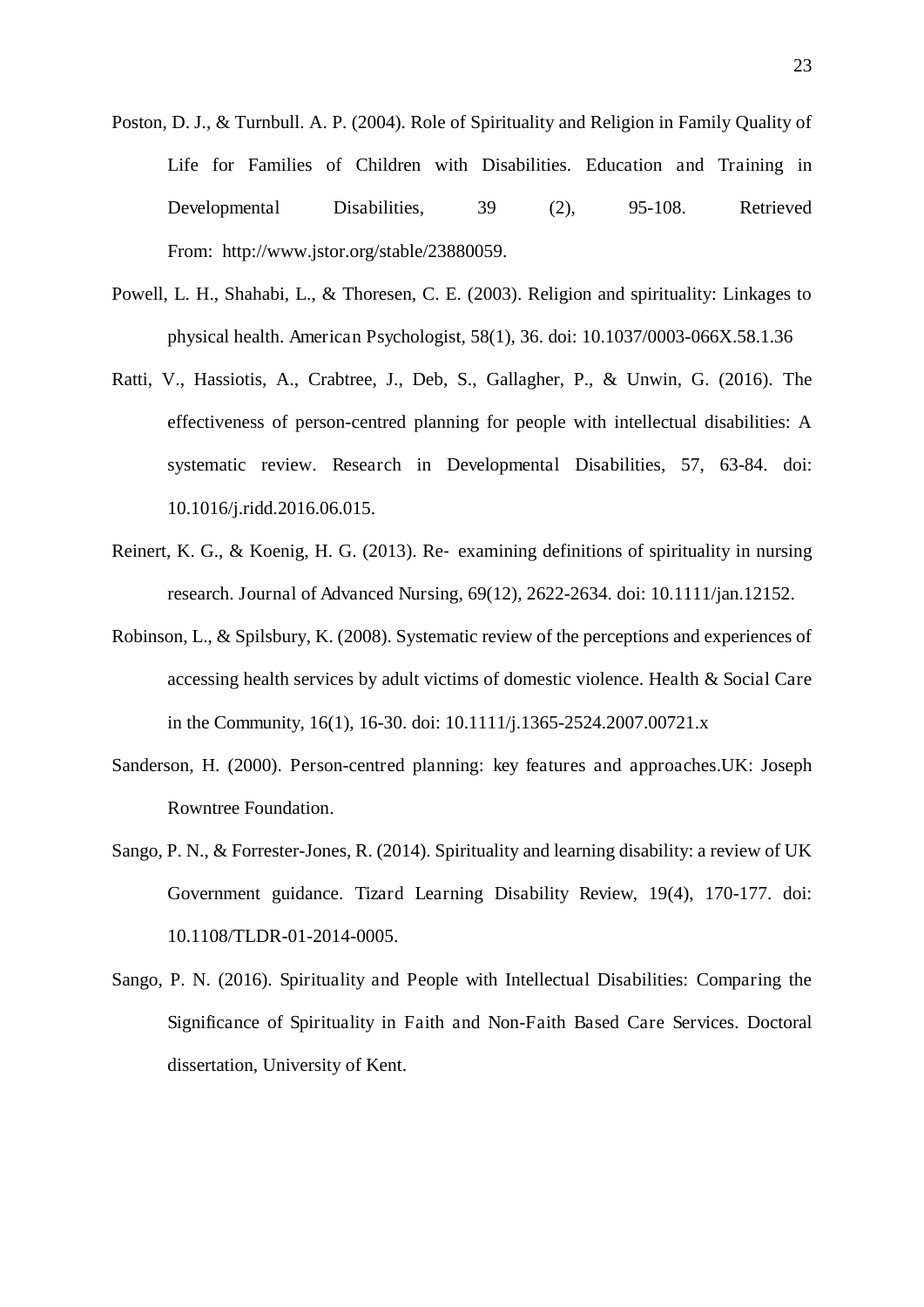Poston, D. J., & Turnbull. A. P. (2004). Role of Spirituality and Religion in Family Quality of Life for Families of Children with Disabilities. Education and Training in Developmental Disabilities, 39 (2), 95-108. Retrieved From: http://www.jstor.org/stable/23880059.

Powell, L. H., Shahabi, L., & Thoresen, C. E. (2003). Religion and spirituality: Linkages to physical health. American Psychologist, 58(1), 36. doi: 10.1037/0003-066X.58.1.36

Ratti, V., Hassiotis, A., Crabtree, J., Deb, S., Gallagher, P., & Unwin, G. (2016). The effectiveness of person-centred planning for people with intellectual disabilities: A systematic review. Research in Developmental Disabilities, 57, 63-84. doi: 10.1016/j.ridd.2016.06.015.

Reinert, K. G., & Koenig, H. G. (2013). Re‐ examining definitions of spirituality in nursing research. Journal of Advanced Nursing, 69(12), 2622-2634. doi: 10.1111/jan.12152.

Robinson, L., & Spilsbury, K. (2008). Systematic review of the perceptions and experiences of accessing health services by adult victims of domestic violence. Health & Social Care in the Community, 16(1), 16-30. doi: 10.1111/j.1365-2524.2007.00721.x

Sanderson, H. (2000). Person-centred planning: key features and approaches.UK: Joseph Rowntree Foundation.

Sango, P. N., & Forrester-Jones, R. (2014). Spirituality and learning disability: a review of UK Government guidance. Tizard Learning Disability Review, 19(4), 170-177. doi: 10.1108/TLDR-01-2014-0005.

Sango, P. N. (2016). Spirituality and People with Intellectual Disabilities: Comparing the Significance of Spirituality in Faith and Non-Faith Based Care Services. Doctoral dissertation, University of Kent.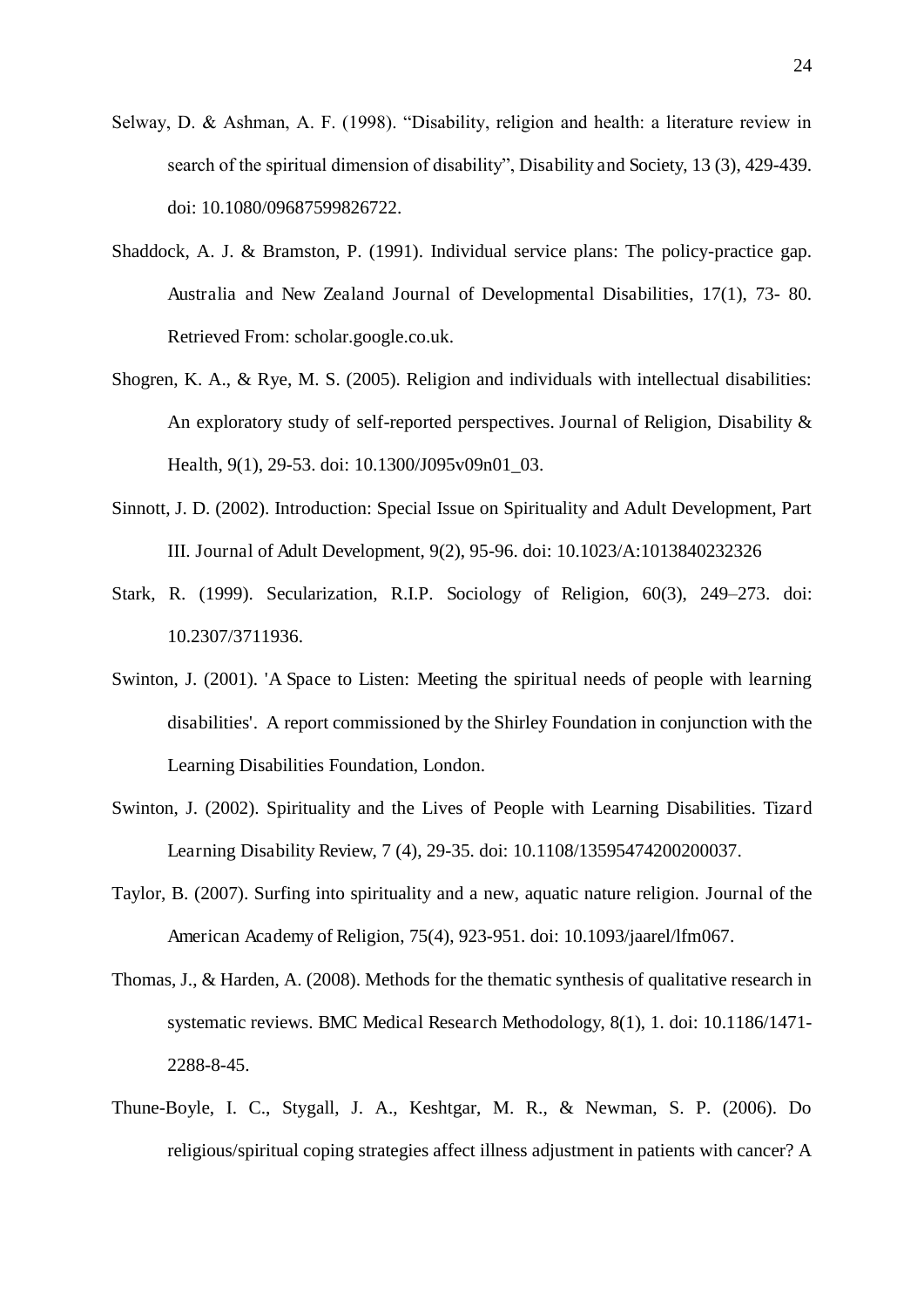Selway, D. & Ashman, A. F. (1998). “Disability, religion and health: a literature review in search of the spiritual dimension of disability”, Disability and Society, 13 (3), 429-439. doi: 10.1080/09687599826722.

Shaddock, A. J. & Bramston, P. (1991). Individual service plans: The policy-practice gap. Australia and New Zealand Journal of Developmental Disabilities, 17(1), 73- 80. Retrieved From: scholar.google.co.uk.

Shogren, K. A., & Rye, M. S. (2005). Religion and individuals with intellectual disabilities: An exploratory study of self-reported perspectives. Journal of Religion, Disability & Health, 9(1), 29-53. doi: 10.1300/J095v09n01_03.

Sinnott, J. D. (2002). Introduction: Special Issue on Spirituality and Adult Development, Part III. Journal of Adult Development, 9(2), 95-96. doi: 10.1023/A:1013840232326

Stark, R. (1999). Secularization, R.I.P. Sociology of Religion, 60(3), 249–273. doi: 10.2307/3711936.

Swinton, J. (2001). 'A Space to Listen: Meeting the spiritual needs of people with learning disabilities'. A report commissioned by the Shirley Foundation in conjunction with the Learning Disabilities Foundation, London.

Swinton, J. (2002). Spirituality and the Lives of People with Learning Disabilities. Tizard Learning Disability Review, 7 (4), 29-35. doi: 10.1108/13595474200200037.

Taylor, B. (2007). Surfing into spirituality and a new, aquatic nature religion. Journal of the American Academy of Religion, 75(4), 923-951. doi: 10.1093/jaarel/lfm067.

Thomas, J., & Harden, A. (2008). Methods for the thematic synthesis of qualitative research in systematic reviews. BMC Medical Research Methodology, 8(1), 1. doi: 10.1186/1471-2288-8-45.

Thune-Boyle, I. C., Stygall, J. A., Keshtgar, M. R., & Newman, S. P. (2006). Do religious/spiritual coping strategies affect illness adjustment in patients with cancer? A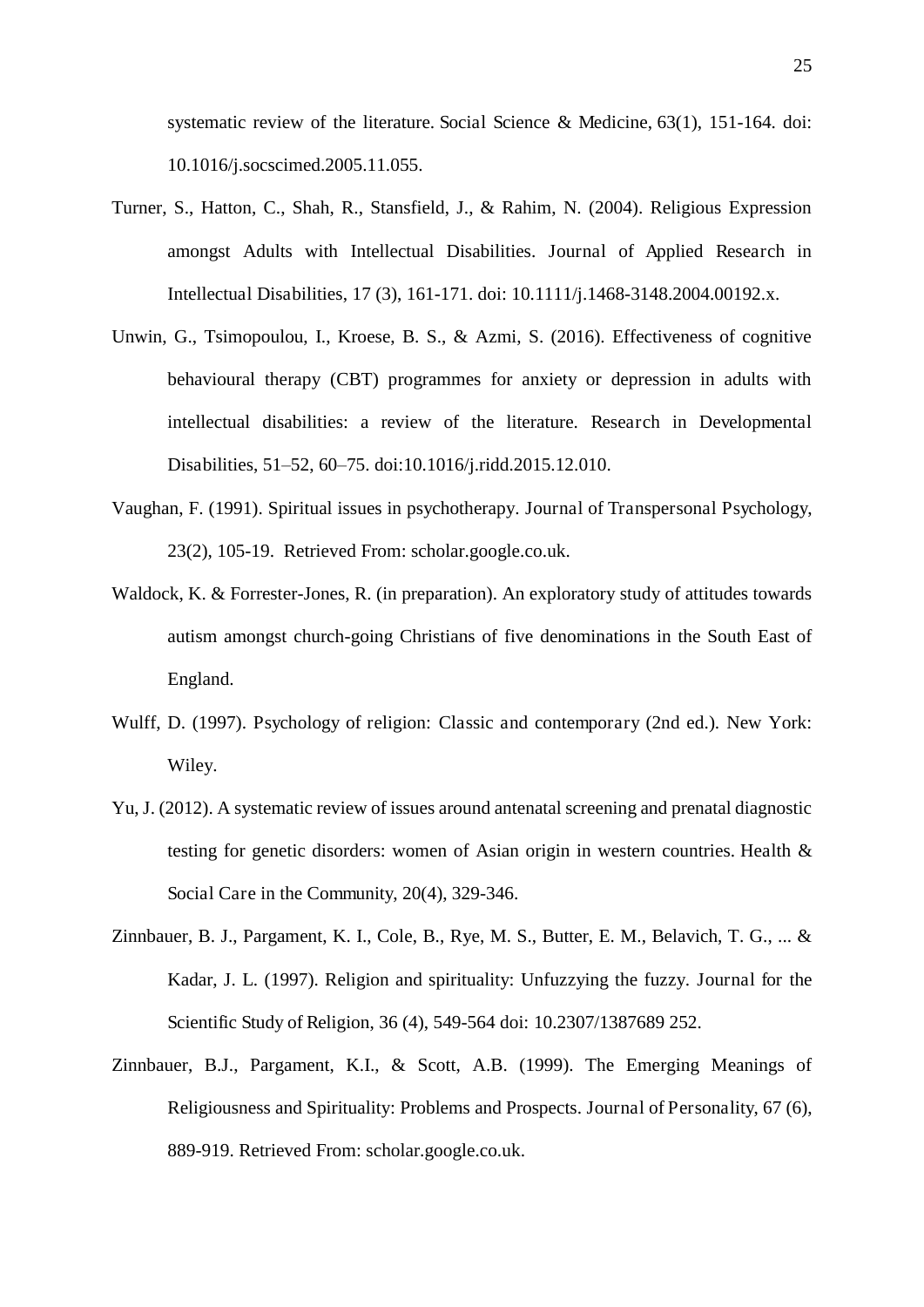systematic review of the literature. Social Science & Medicine, 63(1), 151-164. doi: 10.1016/j.socscimed.2005.11.055.

Turner, S., Hatton, C., Shah, R., Stansfield, J., & Rahim, N. (2004). Religious Expression amongst Adults with Intellectual Disabilities. Journal of Applied Research in Intellectual Disabilities, 17 (3), 161-171. doi: 10.1111/j.1468-3148.2004.00192.x.

Unwin, G., Tsimopoulou, I., Kroese, B. S., & Azmi, S. (2016). Effectiveness of cognitive behavioural therapy (CBT) programmes for anxiety or depression in adults with intellectual disabilities: a review of the literature. Research in Developmental Disabilities, 51–52, 60–75. doi:10.1016/j.ridd.2015.12.010.

Vaughan, F. (1991). Spiritual issues in psychotherapy. Journal of Transpersonal Psychology, 23(2), 105-19. Retrieved From: scholar.google.co.uk.

Waldock, K. & Forrester-Jones, R. (in preparation). An exploratory study of attitudes towards autism amongst church-going Christians of five denominations in the South East of England.

Wulff, D. (1997). Psychology of religion: Classic and contemporary (2nd ed.). New York: Wiley.

Yu, J. (2012). A systematic review of issues around antenatal screening and prenatal diagnostic testing for genetic disorders: women of Asian origin in western countries. Health & Social Care in the Community, 20(4), 329-346.

Zinnbauer, B. J., Pargament, K. I., Cole, B., Rye, M. S., Butter, E. M., Belavich, T. G., ... & Kadar, J. L. (1997). Religion and spirituality: Unfuzzying the fuzzy. Journal for the Scientific Study of Religion, 36 (4), 549-564 doi: 10.2307/1387689 252.

Zinnbauer, B.J., Pargament, K.I., & Scott, A.B. (1999). The Emerging Meanings of Religiousness and Spirituality: Problems and Prospects. Journal of Personality, 67 (6), 889-919. Retrieved From: scholar.google.co.uk.